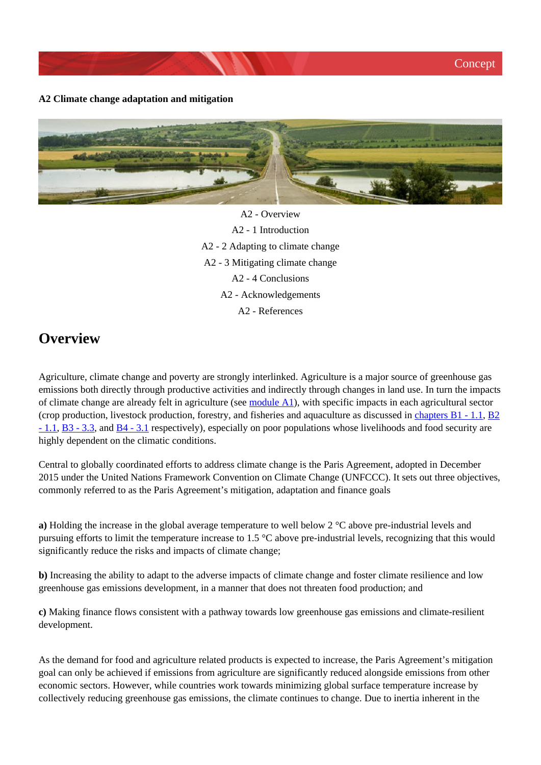Concept

**A2 Climate change adaptation and mitigation**

A2 - Overview

A2 - 1 Introduction

A2 - 2 Adapting to climate change

A2 - 3 Mitigating climate change

A2 - 4 Conclusions

A2 - Acknowledgements

A2 - References

# Overview

Agriculture, climate change and poverty are strongly interlinked. Agriculture is a major source of greenhouse gas emissions both directly through productive activities and indirectly through changes in land use. In turn the impacts of climate change are already felt in agriculture (see module A1), with specific impacts in each agricultural sector (crop production, livestock production, forestry, and fisheries and aquaculture as discussed in chapters B1 - 1.1, B2 - 1.1, B3 - 3.3, and B4 - 3.1 respectively), especially on poor populations whose livelihoods and food security are highly dependent on the climatic conditions.

Central to globally coordinated efforts to address climate change is the Paris Agreement, adopted in December 2015 under the United Nations Framework Convention on Climate Change (UNFCCC). It sets out three objectives, commonly referred to as the Paris Agreement's mitigation, adaptation and finance goals

**a)** Holding the increase in the global average temperature to well below 2 °C above pre-industrial levels and pursuing efforts to limit the temperature increase to 1.5 °C above pre-industrial levels, recognizing that this would significantly reduce the risks and impacts of climate change;

**b)** Increasing the ability to adapt to the adverse impacts of climate change and foster climate resilience and low greenhouse gas emissions development, in a manner that does not threaten food production; and

**c)** Making finance flows consistent with a pathway towards low greenhouse gas emissions and climate-resilient development.

As the demand for food and agriculture related products is expected to increase, the Paris Agreement's mitigation goal can only be achieved if emissions from agriculture are significantly reduced alongside emissions from other economic sectors. However, while countries work towards minimizing global surface temperature increase by collectively reducing greenhouse gas emissions, the climate continues to change. Due to inertia inherent in the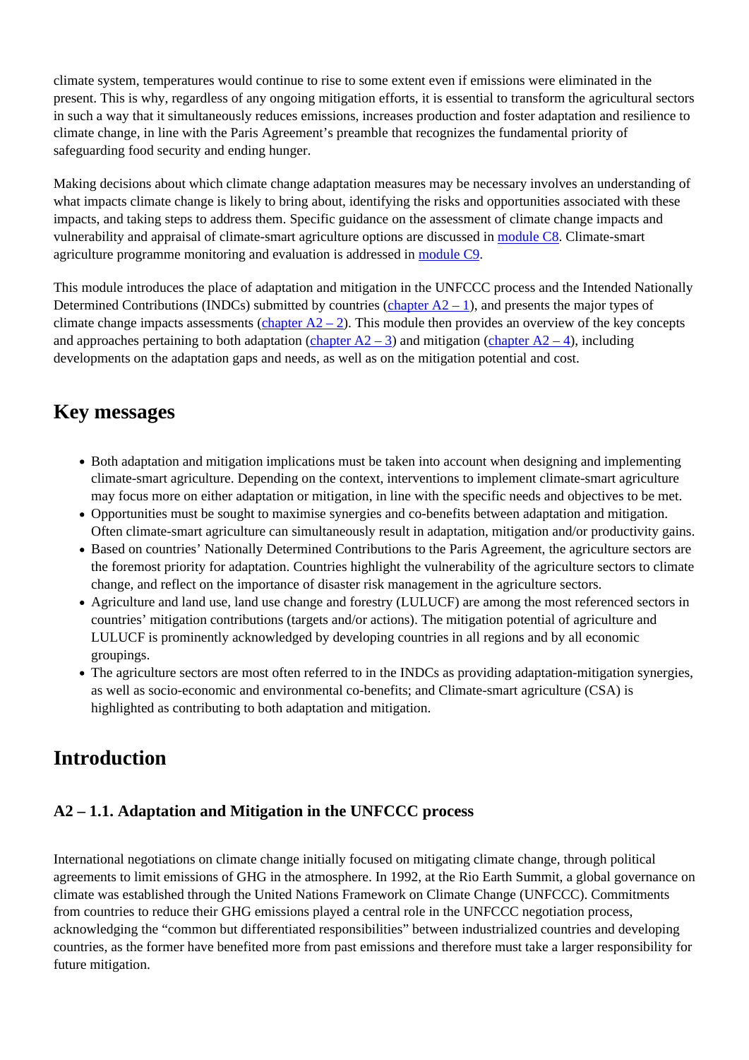climate system, temperatures would continue to rise to some extent even if emissions were eliminated in the present. This is why, regardless of any ongoing mitigation efforts, it is essential to transform the agricultural sectors in such a way that it simultaneously reduces emissions, increases production and foster adaptation and resilience to climate change, in line with the Paris Agreement's preamble that recognizes the fundamental priority of safeguarding food security and ending hunger.

Making decisions about which climate change adaptation measures may be necessary involves an understanding of what impacts climate change is likely to bring about, identifying the risks and opportunities associated with these impacts, and taking steps to address them. Specific guidance on the assessment of climate change impacts and vulnerability and appraisal of climate-smart agriculture options are discussed in module C8. Climate-smart agriculture programme monitoring and evaluation is addressed in module C9.

This module introduces the place of adaptation and mitigation in the UNFCCC process and the Intended Nationally Determined Contributions (INDCs) submitted by countries (chapter A2 – 1), and presents the major types of climate change impacts assessments (chapter A2 – 2). This module then provides an overview of the key concepts and approaches pertaining to both adaptation (chapter A2 – 3) and mitigation (chapter A2 – 4), including developments on the adaptation gaps and needs, as well as on the mitigation potential and cost.

## Key messages

- Both adaptation and mitigation implications must be taken into account when designing and implementing climate-smart agriculture. Depending on the context, interventions to implement climate-smart agriculture may focus more on either adaptation or mitigation, in line with the specific needs and objectives to be met.
- Opportunities must be sought to maximise synergies and co-benefits between adaptation and mitigation. Often climate-smart agriculture can simultaneously result in adaptation, mitigation and/or productivity gains.
- Based on countries' Nationally Determined Contributions to the Paris Agreement, the agriculture sectors are the foremost priority for adaptation. Countries highlight the vulnerability of the agriculture sectors to climate change, and reflect on the importance of disaster risk management in the agriculture sectors.
- Agriculture and land use, land use change and forestry (LULUCF) are among the most referenced sectors in countries' mitigation contributions (targets and/or actions). The mitigation potential of agriculture and LULUCF is prominently acknowledged by developing countries in all regions and by all economic groupings.
- The agriculture sectors are most often referred to in the INDCs as providing adaptation-mitigation synergies, as well as socio-economic and environmental co-benefits; and Climate-smart agriculture (CSA) is highlighted as contributing to both adaptation and mitigation.

## Introduction

### A2 – 1.1. Adaptation and Mitigation in the UNFCCC process

International negotiations on climate change initially focused on mitigating climate change, through political agreements to limit emissions of GHG in the atmosphere. In 1992, at the Rio Earth Summit, a global governance on climate was established through the United Nations Framework on Climate Change (UNFCCC). Commitments from countries to reduce their GHG emissions played a central role in the UNFCCC negotiation process, acknowledging the "common but differentiated responsibilities" between industrialized countries and developing countries, as the former have benefited more from past emissions and therefore must take a larger responsibility for future mitigation.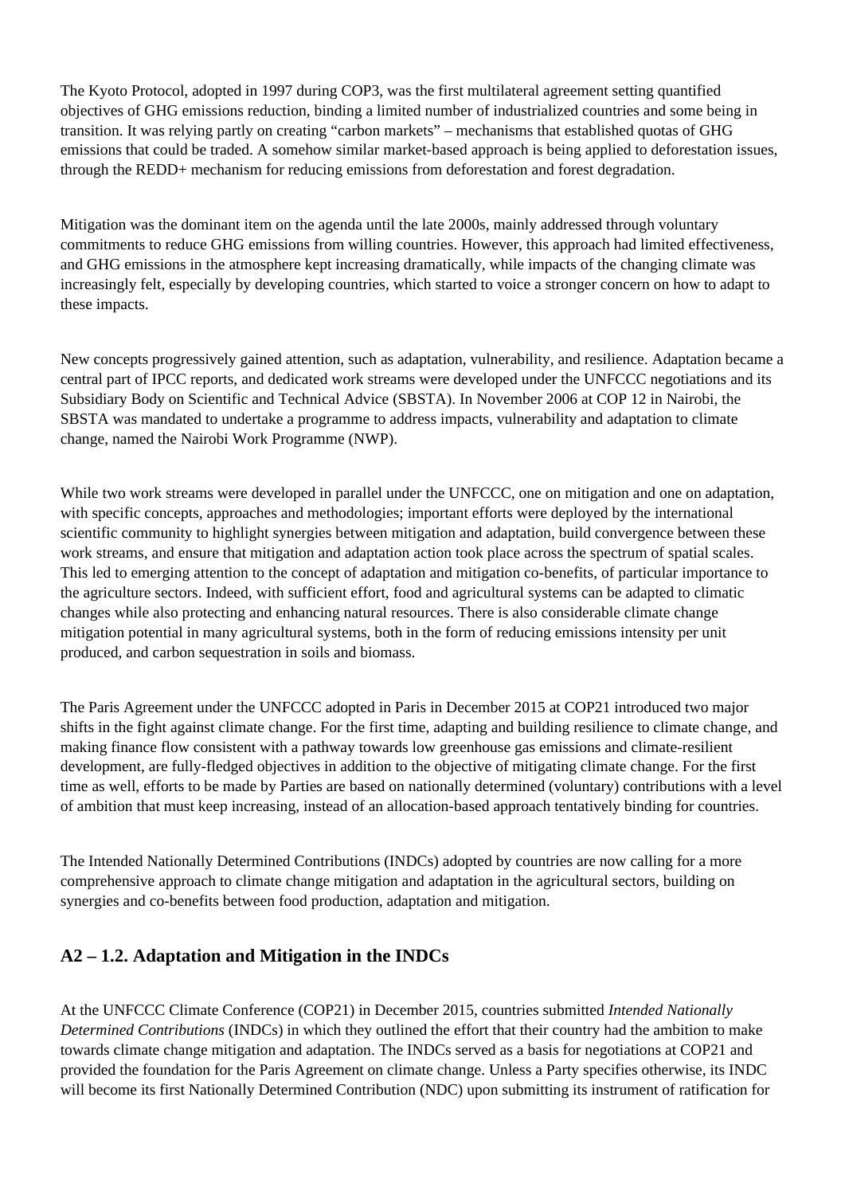The Kyoto Protocol, adopted in 1997 during COP3, was the first multilateral agreement setting quantified objectives of GHG emissions reduction, binding a limited number of industrialized countries and some being in transition. It was relying partly on creating “carbon markets” – mechanisms that established quotas of GHG emissions that could be traded. A somehow similar market-based approach is being applied to deforestation issues, through the REDD+ mechanism for reducing emissions from deforestation and forest degradation.

Mitigation was the dominant item on the agenda until the late 2000s, mainly addressed through voluntary commitments to reduce GHG emissions from willing countries. However, this approach had limited effectiveness, and GHG emissions in the atmosphere kept increasing dramatically, while impacts of the changing climate was increasingly felt, especially by developing countries, which started to voice a stronger concern on how to adapt to these impacts.

New concepts progressively gained attention, such as adaptation, vulnerability, and resilience. Adaptation became a central part of IPCC reports, and dedicated work streams were developed under the UNFCCC negotiations and its Subsidiary Body on Scientific and Technical Advice (SBSTA). In November 2006 at COP 12 in Nairobi, the SBSTA was mandated to undertake a programme to address impacts, vulnerability and adaptation to climate change, named the Nairobi Work Programme (NWP).

While two work streams were developed in parallel under the UNFCCC, one on mitigation and one on adaptation, with specific concepts, approaches and methodologies; important efforts were deployed by the international scientific community to highlight synergies between mitigation and adaptation, build convergence between these work streams, and ensure that mitigation and adaptation action took place across the spectrum of spatial scales. This led to emerging attention to the concept of adaptation and mitigation co-benefits, of particular importance to the agriculture sectors. Indeed, with sufficient effort, food and agricultural systems can be adapted to climatic changes while also protecting and enhancing natural resources. There is also considerable climate change mitigation potential in many agricultural systems, both in the form of reducing emissions intensity per unit produced, and carbon sequestration in soils and biomass.

The Paris Agreement under the UNFCCC adopted in Paris in December 2015 at COP21 introduced two major shifts in the fight against climate change. For the first time, adapting and building resilience to climate change, and making finance flow consistent with a pathway towards low greenhouse gas emissions and climate-resilient development, are fully-fledged objectives in addition to the objective of mitigating climate change. For the first time as well, efforts to be made by Parties are based on nationally determined (voluntary) contributions with a level of ambition that must keep increasing, instead of an allocation-based approach tentatively binding for countries.

The Intended Nationally Determined Contributions (INDCs) adopted by countries are now calling for a more comprehensive approach to climate change mitigation and adaptation in the agricultural sectors, building on synergies and co-benefits between food production, adaptation and mitigation.

## A2 – 1.2. Adaptation and Mitigation in the INDCs

At the UNFCCC Climate Conference (COP21) in December 2015, countries submitted *Intended Nationally Determined Contributions* (INDCs) in which they outlined the effort that their country had the ambition to make towards climate change mitigation and adaptation. The INDCs served as a basis for negotiations at COP21 and provided the foundation for the Paris Agreement on climate change. Unless a Party specifies otherwise, its INDC will become its first Nationally Determined Contribution (NDC) upon submitting its instrument of ratification for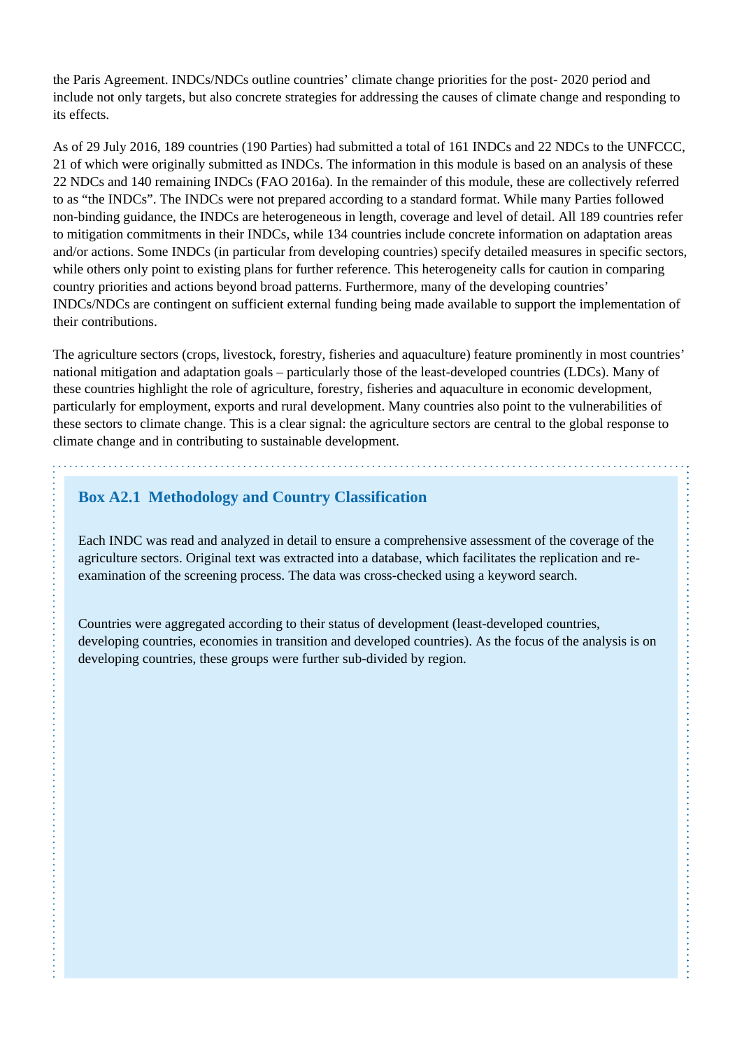the Paris Agreement. INDCs/NDCs outline countries' climate change priorities for the post- 2020 period and include not only targets, but also concrete strategies for addressing the causes of climate change and responding to its effects.

As of 29 July 2016, 189 countries (190 Parties) had submitted a total of 161 INDCs and 22 NDCs to the UNFCCC, 21 of which were originally submitted as INDCs. The information in this module is based on an analysis of these 22 NDCs and 140 remaining INDCs (FAO 2016a). In the remainder of this module, these are collectively referred to as "the INDCs". The INDCs were not prepared according to a standard format. While many Parties followed non-binding guidance, the INDCs are heterogeneous in length, coverage and level of detail. All 189 countries refer to mitigation commitments in their INDCs, while 134 countries include concrete information on adaptation areas and/or actions. Some INDCs (in particular from developing countries) specify detailed measures in specific sectors, while others only point to existing plans for further reference. This heterogeneity calls for caution in comparing country priorities and actions beyond broad patterns. Furthermore, many of the developing countries' INDCs/NDCs are contingent on sufficient external funding being made available to support the implementation of their contributions.

The agriculture sectors (crops, livestock, forestry, fisheries and aquaculture) feature prominently in most countries' national mitigation and adaptation goals – particularly those of the least-developed countries (LDCs). Many of these countries highlight the role of agriculture, forestry, fisheries and aquaculture in economic development, particularly for employment, exports and rural development. Many countries also point to the vulnerabilities of these sectors to climate change. This is a clear signal: the agriculture sectors are central to the global response to climate change and in contributing to sustainable development.

### Box A2.1 Methodology and Country Classification

Each INDC was read and analyzed in detail to ensure a comprehensive assessment of the coverage of the agriculture sectors. Original text was extracted into a database, which facilitates the replication and re-examination of the screening process. The data was cross-checked using a keyword search.

Countries were aggregated according to their status of development (least-developed countries, developing countries, economies in transition and developed countries). As the focus of the analysis is on developing countries, these groups were further sub-divided by region.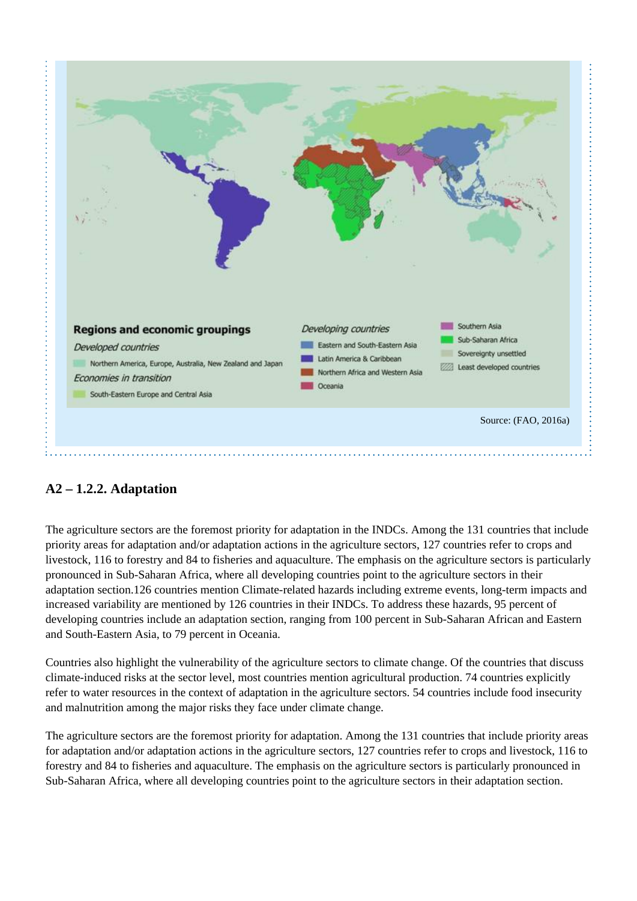**Regions and economic groupings**

*Developed countries*

- Northern America, Europe, Australia, New Zealand and Japan

*Economies in transition*

- South-Eastern Europe and Central Asia

*Developing countries*

- Eastern and South-Eastern Asia
- Latin America & Caribbean
- Northern Africa and Western Asia
- Oceania
- Southern Asia
- Sub-Saharan Africa
- Sovereignty unsettled
- Least developed countries

Source: (FAO, 2016a)

### A2 – 1.2.2. Adaptation

The agriculture sectors are the foremost priority for adaptation in the INDCs. Among the 131 countries that include priority areas for adaptation and/or adaptation actions in the agriculture sectors, 127 countries refer to crops and livestock, 116 to forestry and 84 to fisheries and aquaculture. The emphasis on the agriculture sectors is particularly pronounced in Sub-Saharan Africa, where all developing countries point to the agriculture sectors in their adaptation section.126 countries mention Climate-related hazards including extreme events, long-term impacts and increased variability are mentioned by 126 countries in their INDCs. To address these hazards, 95 percent of developing countries include an adaptation section, ranging from 100 percent in Sub-Saharan African and Eastern and South-Eastern Asia, to 79 percent in Oceania.

Countries also highlight the vulnerability of the agriculture sectors to climate change. Of the countries that discuss climate-induced risks at the sector level, most countries mention agricultural production. 74 countries explicitly refer to water resources in the context of adaptation in the agriculture sectors. 54 countries include food insecurity and malnutrition among the major risks they face under climate change.

The agriculture sectors are the foremost priority for adaptation. Among the 131 countries that include priority areas for adaptation and/or adaptation actions in the agriculture sectors, 127 countries refer to crops and livestock, 116 to forestry and 84 to fisheries and aquaculture. The emphasis on the agriculture sectors is particularly pronounced in Sub-Saharan Africa, where all developing countries point to the agriculture sectors in their adaptation section.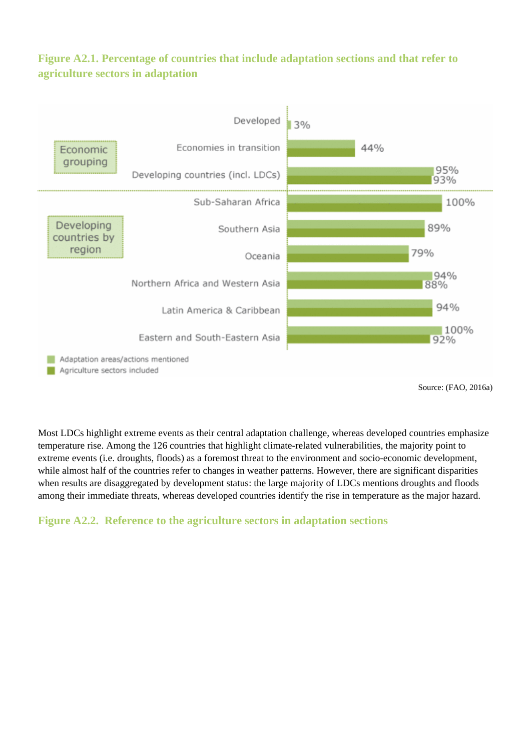**Figure A2.1. Percentage of countries that include adaptation sections and that refer to agriculture sectors in adaptation**

| Group | Category | Adaptation areas/actions mentioned | Agriculture sectors included |
|---|---|---|---|
| Economic grouping | Developed | 3% | |
| | Economies in transition | 44% | |
| | Developing countries (incl. LDCs) | 95% | 93% |
| Developing countries by region | Sub-Saharan Africa | 100% | |
| | Southern Asia | 89% | |
| | Oceania | 79% | |
| | Northern Africa and Western Asia | 94% | 88% |
| | Latin America & Caribbean | 94% | |
| | Eastern and South-Eastern Asia | 100% | 92% |

Source: (FAO, 2016a)

Most LDCs highlight extreme events as their central adaptation challenge, whereas developed countries emphasize temperature rise. Among the 126 countries that highlight climate-related vulnerabilities, the majority point to extreme events (i.e. droughts, floods) as a foremost threat to the environment and socio-economic development, while almost half of the countries refer to changes in weather patterns. However, there are significant disparities when results are disaggregated by development status: the large majority of LDCs mentions droughts and floods among their immediate threats, whereas developed countries identify the rise in temperature as the major hazard.

**Figure A2.2. Reference to the agriculture sectors in adaptation sections**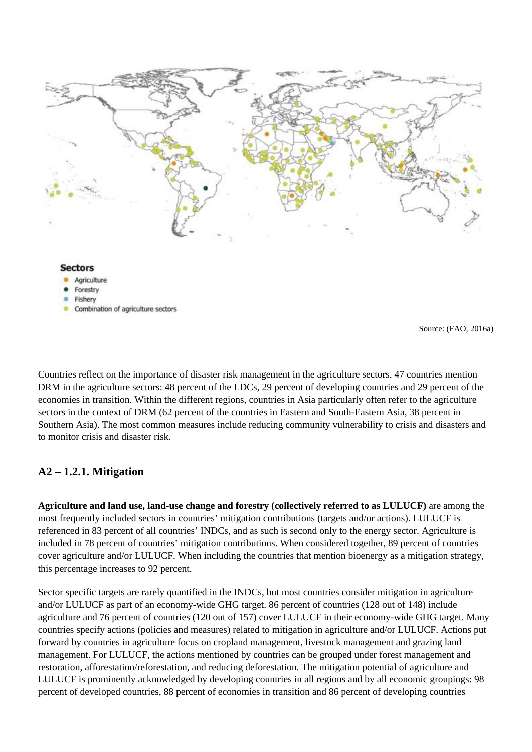Sectors

- Agriculture
- Forestry
- Fishery
- Combination of agriculture sectors

Source: (FAO, 2016a)

Countries reflect on the importance of disaster risk management in the agriculture sectors. 47 countries mention DRM in the agriculture sectors: 48 percent of the LDCs, 29 percent of developing countries and 29 percent of the economies in transition. Within the different regions, countries in Asia particularly often refer to the agriculture sectors in the context of DRM (62 percent of the countries in Eastern and South-Eastern Asia, 38 percent in Southern Asia). The most common measures include reducing community vulnerability to crisis and disasters and to monitor crisis and disaster risk.

## A2 – 1.2.1. Mitigation

**Agriculture and land use, land-use change and forestry (collectively referred to as LULUCF)** are among the most frequently included sectors in countries' mitigation contributions (targets and/or actions). LULUCF is referenced in 83 percent of all countries' INDCs, and as such is second only to the energy sector. Agriculture is included in 78 percent of countries' mitigation contributions. When considered together, 89 percent of countries cover agriculture and/or LULUCF. When including the countries that mention bioenergy as a mitigation strategy, this percentage increases to 92 percent.

Sector specific targets are rarely quantified in the INDCs, but most countries consider mitigation in agriculture and/or LULUCF as part of an economy-wide GHG target. 86 percent of countries (128 out of 148) include agriculture and 76 percent of countries (120 out of 157) cover LULUCF in their economy-wide GHG target. Many countries specify actions (policies and measures) related to mitigation in agriculture and/or LULUCF. Actions put forward by countries in agriculture focus on cropland management, livestock management and grazing land management. For LULUCF, the actions mentioned by countries can be grouped under forest management and restoration, afforestation/reforestation, and reducing deforestation. The mitigation potential of agriculture and LULUCF is prominently acknowledged by developing countries in all regions and by all economic groupings: 98 percent of developed countries, 88 percent of economies in transition and 86 percent of developing countries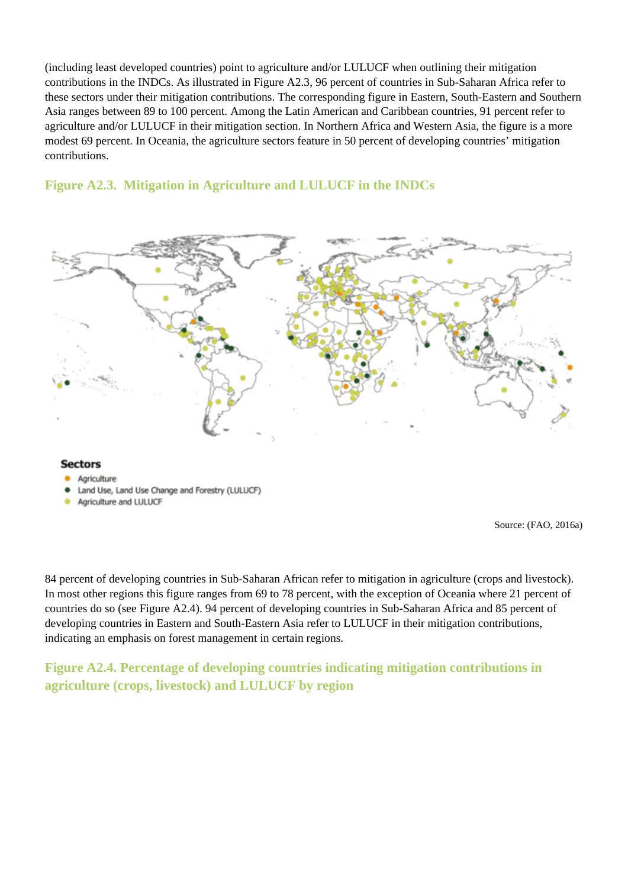(including least developed countries) point to agriculture and/or LULUCF when outlining their mitigation contributions in the INDCs. As illustrated in Figure A2.3, 96 percent of countries in Sub-Saharan Africa refer to these sectors under their mitigation contributions. The corresponding figure in Eastern, South-Eastern and Southern Asia ranges between 89 to 100 percent. Among the Latin American and Caribbean countries, 91 percent refer to agriculture and/or LULUCF in their mitigation section. In Northern Africa and Western Asia, the figure is a more modest 69 percent. In Oceania, the agriculture sectors feature in 50 percent of developing countries' mitigation contributions.

### Figure A2.3. Mitigation in Agriculture and LULUCF in the INDCs

**Sectors**

- Agriculture
- Land Use, Land Use Change and Forestry (LULUCF)
- Agriculture and LULUCF

Source: (FAO, 2016a)

84 percent of developing countries in Sub-Saharan African refer to mitigation in agriculture (crops and livestock). In most other regions this figure ranges from 69 to 78 percent, with the exception of Oceania where 21 percent of countries do so (see Figure A2.4). 94 percent of developing countries in Sub-Saharan Africa and 85 percent of developing countries in Eastern and South-Eastern Asia refer to LULUCF in their mitigation contributions, indicating an emphasis on forest management in certain regions.

### Figure A2.4. Percentage of developing countries indicating mitigation contributions in agriculture (crops, livestock) and LULUCF by region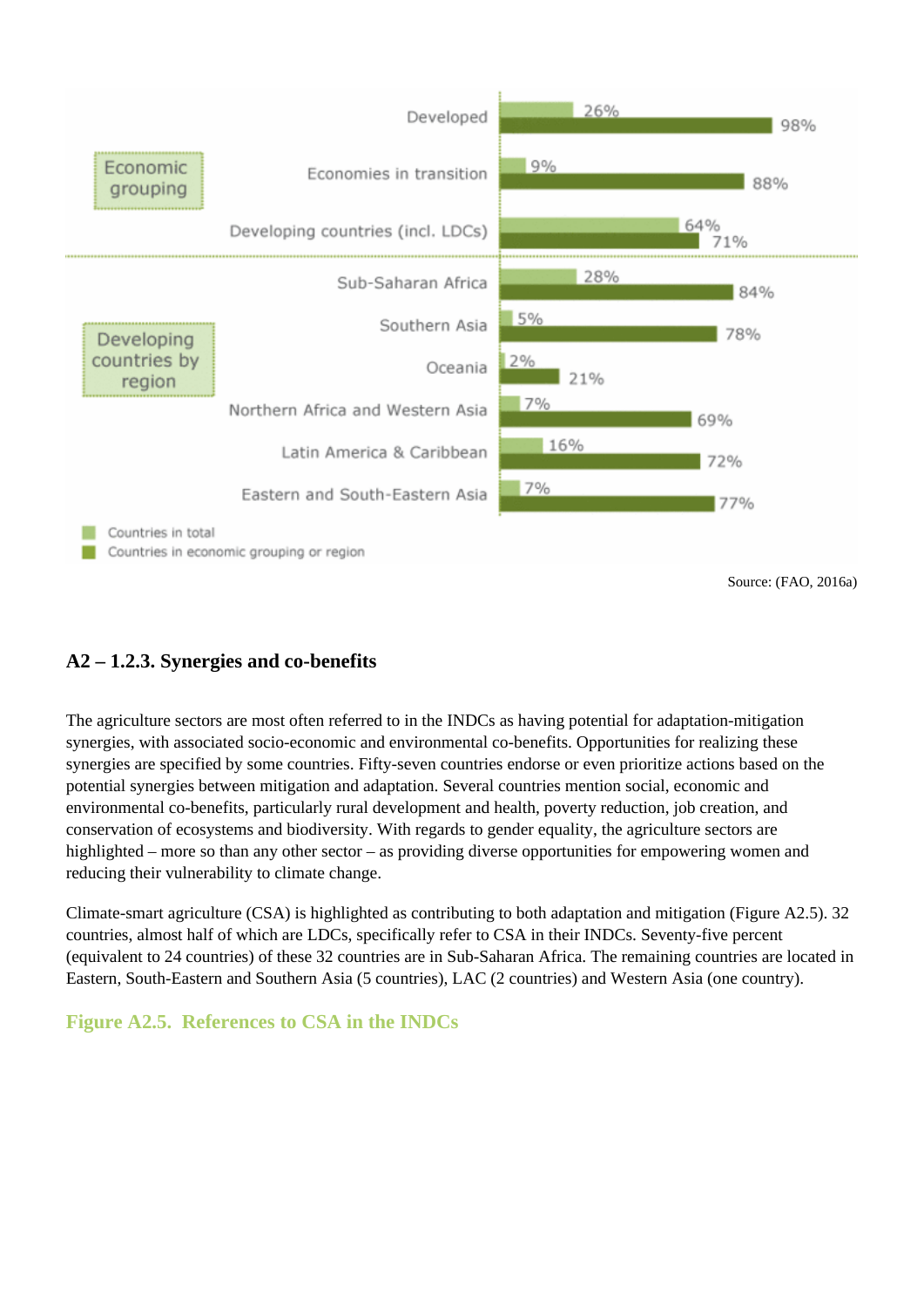| | | Countries in total | Countries in economic grouping or region |
|---|---|---|---|
| Economic grouping | Developed | 26% | 98% |
| | Economies in transition | 9% | 88% |
| | Developing countries (incl. LDCs) | 64% | 71% |
| Developing countries by region | Sub-Saharan Africa | 28% | 84% |
| | Southern Asia | 5% | 78% |
| | Oceania | 2% | 21% |
| | Northern Africa and Western Asia | 7% | 69% |
| | Latin America & Caribbean | 16% | 72% |
| | Eastern and South-Eastern Asia | 7% | 77% |

Source: (FAO, 2016a)

### A2 – 1.2.3. Synergies and co-benefits

The agriculture sectors are most often referred to in the INDCs as having potential for adaptation-mitigation synergies, with associated socio-economic and environmental co-benefits. Opportunities for realizing these synergies are specified by some countries. Fifty-seven countries endorse or even prioritize actions based on the potential synergies between mitigation and adaptation. Several countries mention social, economic and environmental co-benefits, particularly rural development and health, poverty reduction, job creation, and conservation of ecosystems and biodiversity. With regards to gender equality, the agriculture sectors are highlighted – more so than any other sector – as providing diverse opportunities for empowering women and reducing their vulnerability to climate change.

Climate-smart agriculture (CSA) is highlighted as contributing to both adaptation and mitigation (Figure A2.5). 32 countries, almost half of which are LDCs, specifically refer to CSA in their INDCs. Seventy-five percent (equivalent to 24 countries) of these 32 countries are in Sub-Saharan Africa. The remaining countries are located in Eastern, South-Eastern and Southern Asia (5 countries), LAC (2 countries) and Western Asia (one country).

**Figure A2.5. References to CSA in the INDCs**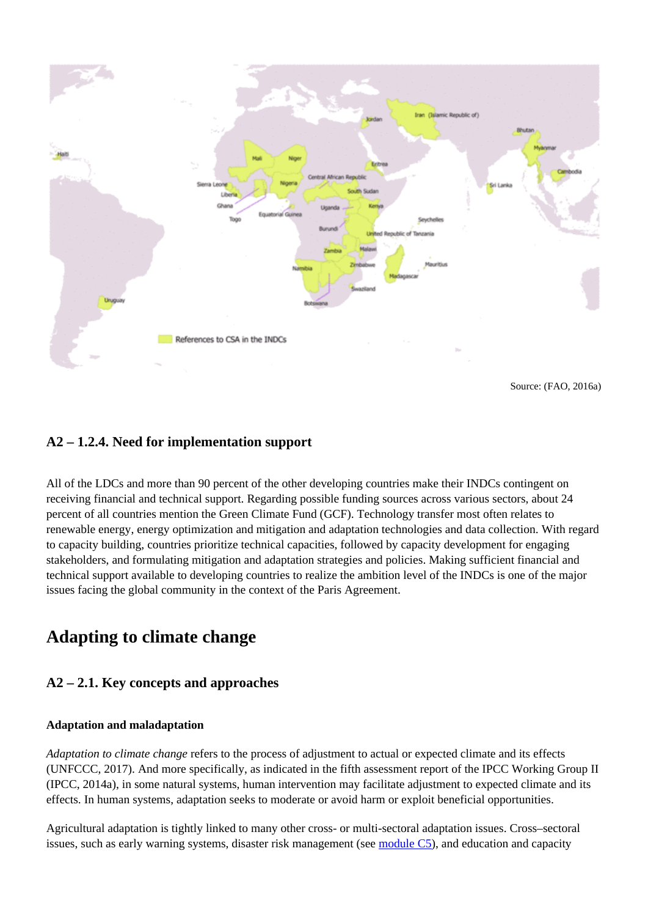Source: (FAO, 2016a)

### A2 – 1.2.4. Need for implementation support

All of the LDCs and more than 90 percent of the other developing countries make their INDCs contingent on receiving financial and technical support. Regarding possible funding sources across various sectors, about 24 percent of all countries mention the Green Climate Fund (GCF). Technology transfer most often relates to renewable energy, energy optimization and mitigation and adaptation technologies and data collection. With regard to capacity building, countries prioritize technical capacities, followed by capacity development for engaging stakeholders, and formulating mitigation and adaptation strategies and policies. Making sufficient financial and technical support available to developing countries to realize the ambition level of the INDCs is one of the major issues facing the global community in the context of the Paris Agreement.

## Adapting to climate change

### A2 – 2.1. Key concepts and approaches

#### Adaptation and maladaptation

*Adaptation to climate change* refers to the process of adjustment to actual or expected climate and its effects (UNFCCC, 2017). And more specifically, as indicated in the fifth assessment report of the IPCC Working Group II (IPCC, 2014a), in some natural systems, human intervention may facilitate adjustment to expected climate and its effects. In human systems, adaptation seeks to moderate or avoid harm or exploit beneficial opportunities.

Agricultural adaptation is tightly linked to many other cross- or multi-sectoral adaptation issues. Cross–sectoral issues, such as early warning systems, disaster risk management (see module C5), and education and capacity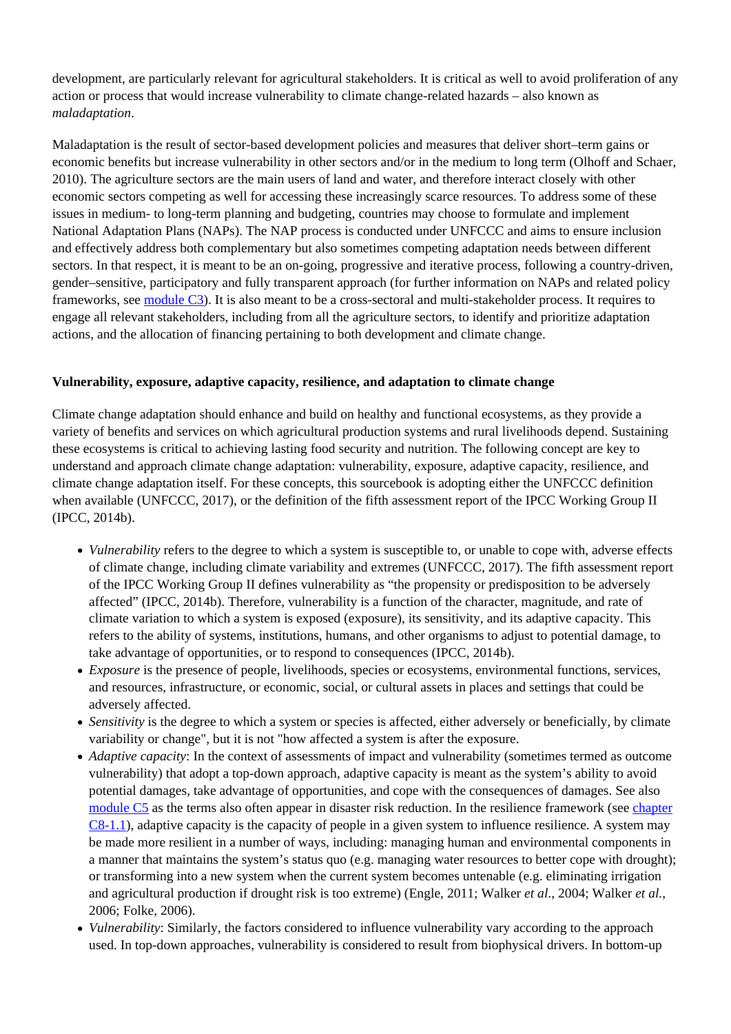development, are particularly relevant for agricultural stakeholders. It is critical as well to avoid proliferation of any action or process that would increase vulnerability to climate change-related hazards – also known as *maladaptation*.

Maladaptation is the result of sector-based development policies and measures that deliver short–term gains or economic benefits but increase vulnerability in other sectors and/or in the medium to long term (Olhoff and Schaer, 2010). The agriculture sectors are the main users of land and water, and therefore interact closely with other economic sectors competing as well for accessing these increasingly scarce resources. To address some of these issues in medium- to long-term planning and budgeting, countries may choose to formulate and implement National Adaptation Plans (NAPs). The NAP process is conducted under UNFCCC and aims to ensure inclusion and effectively address both complementary but also sometimes competing adaptation needs between different sectors. In that respect, it is meant to be an on-going, progressive and iterative process, following a country-driven, gender–sensitive, participatory and fully transparent approach (for further information on NAPs and related policy frameworks, see module C3). It is also meant to be a cross-sectoral and multi-stakeholder process. It requires to engage all relevant stakeholders, including from all the agriculture sectors, to identify and prioritize adaptation actions, and the allocation of financing pertaining to both development and climate change.

**Vulnerability, exposure, adaptive capacity, resilience, and adaptation to climate change**

Climate change adaptation should enhance and build on healthy and functional ecosystems, as they provide a variety of benefits and services on which agricultural production systems and rural livelihoods depend. Sustaining these ecosystems is critical to achieving lasting food security and nutrition. The following concept are key to understand and approach climate change adaptation: vulnerability, exposure, adaptive capacity, resilience, and climate change adaptation itself. For these concepts, this sourcebook is adopting either the UNFCCC definition when available (UNFCCC, 2017), or the definition of the fifth assessment report of the IPCC Working Group II (IPCC, 2014b).

- *Vulnerability* refers to the degree to which a system is susceptible to, or unable to cope with, adverse effects of climate change, including climate variability and extremes (UNFCCC, 2017). The fifth assessment report of the IPCC Working Group II defines vulnerability as "the propensity or predisposition to be adversely affected" (IPCC, 2014b). Therefore, vulnerability is a function of the character, magnitude, and rate of climate variation to which a system is exposed (exposure), its sensitivity, and its adaptive capacity. This refers to the ability of systems, institutions, humans, and other organisms to adjust to potential damage, to take advantage of opportunities, or to respond to consequences (IPCC, 2014b).
- *Exposure* is the presence of people, livelihoods, species or ecosystems, environmental functions, services, and resources, infrastructure, or economic, social, or cultural assets in places and settings that could be adversely affected.
- *Sensitivity* is the degree to which a system or species is affected, either adversely or beneficially, by climate variability or change", but it is not "how affected a system is after the exposure.
- *Adaptive capacity*: In the context of assessments of impact and vulnerability (sometimes termed as outcome vulnerability) that adopt a top-down approach, adaptive capacity is meant as the system's ability to avoid potential damages, take advantage of opportunities, and cope with the consequences of damages. See also module C5 as the terms also often appear in disaster risk reduction. In the resilience framework (see chapter C8-1.1), adaptive capacity is the capacity of people in a given system to influence resilience. A system may be made more resilient in a number of ways, including: managing human and environmental components in a manner that maintains the system's status quo (e.g. managing water resources to better cope with drought); or transforming into a new system when the current system becomes untenable (e.g. eliminating irrigation and agricultural production if drought risk is too extreme) (Engle, 2011; Walker *et al.*, 2004; Walker *et al.*, 2006; Folke, 2006).
- *Vulnerability*: Similarly, the factors considered to influence vulnerability vary according to the approach used. In top-down approaches, vulnerability is considered to result from biophysical drivers. In bottom-up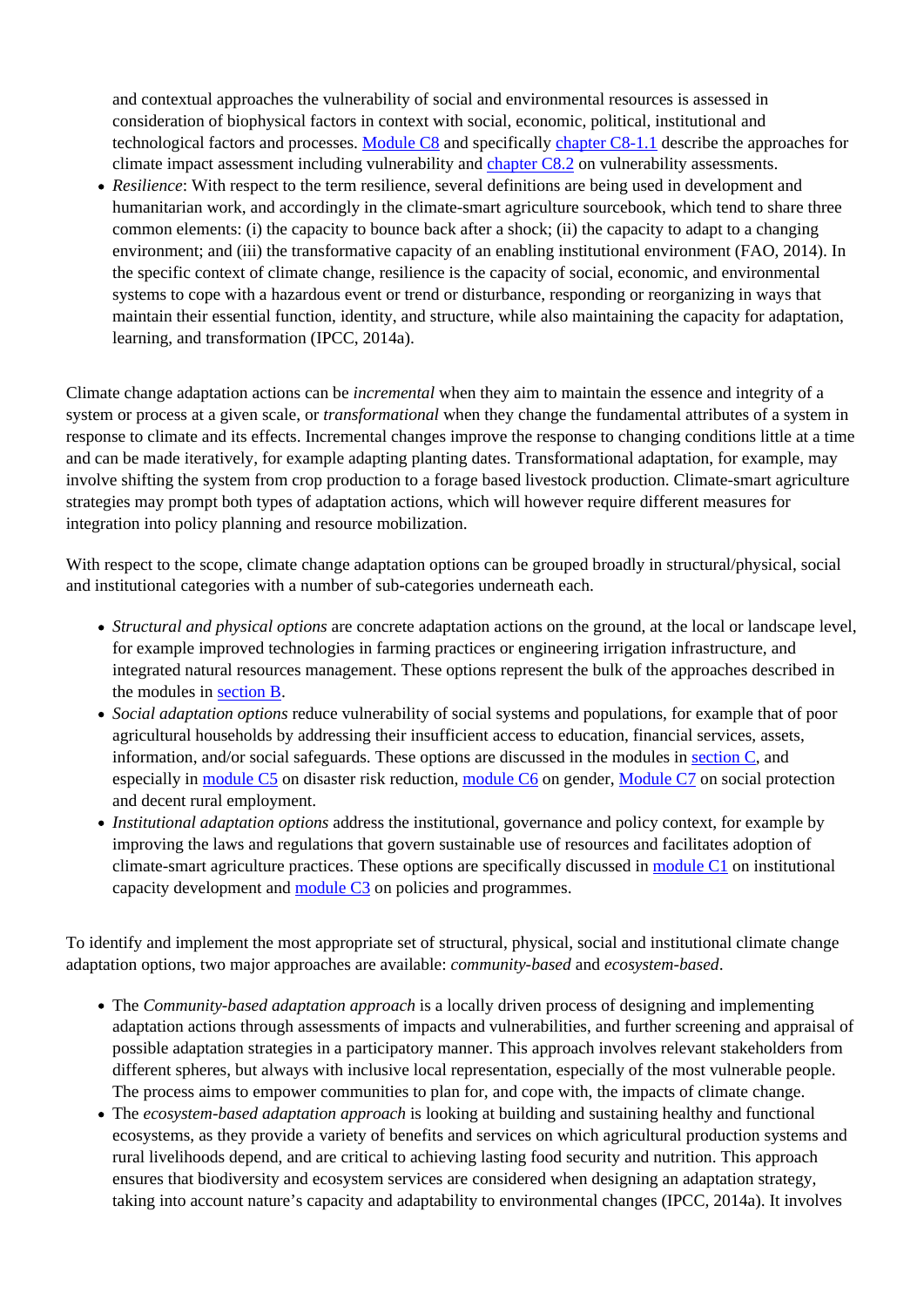and contextual approaches the vulnerability of social and environmental resources is assessed in consideration of biophysical factors in context with social, economic, political, institutional and technological factors and processes. Module C8 and specifically chapter C8-1.1 describe the approaches for climate impact assessment including vulnerability and chapter C8.2 on vulnerability assessments.

- *Resilience*: With respect to the term resilience, several definitions are being used in development and humanitarian work, and accordingly in the climate-smart agriculture sourcebook, which tend to share three common elements: (i) the capacity to bounce back after a shock; (ii) the capacity to adapt to a changing environment; and (iii) the transformative capacity of an enabling institutional environment (FAO, 2014). In the specific context of climate change, resilience is the capacity of social, economic, and environmental systems to cope with a hazardous event or trend or disturbance, responding or reorganizing in ways that maintain their essential function, identity, and structure, while also maintaining the capacity for adaptation, learning, and transformation (IPCC, 2014a).

Climate change adaptation actions can be *incremental* when they aim to maintain the essence and integrity of a system or process at a given scale, or *transformational* when they change the fundamental attributes of a system in response to climate and its effects. Incremental changes improve the response to changing conditions little at a time and can be made iteratively, for example adapting planting dates. Transformational adaptation, for example, may involve shifting the system from crop production to a forage based livestock production. Climate-smart agriculture strategies may prompt both types of adaptation actions, which will however require different measures for integration into policy planning and resource mobilization.

With respect to the scope, climate change adaptation options can be grouped broadly in structural/physical, social and institutional categories with a number of sub-categories underneath each.

- *Structural and physical options* are concrete adaptation actions on the ground, at the local or landscape level, for example improved technologies in farming practices or engineering irrigation infrastructure, and integrated natural resources management. These options represent the bulk of the approaches described in the modules in section B.
- *Social adaptation options* reduce vulnerability of social systems and populations, for example that of poor agricultural households by addressing their insufficient access to education, financial services, assets, information, and/or social safeguards. These options are discussed in the modules in section C, and especially in module C5 on disaster risk reduction, module C6 on gender, Module C7 on social protection and decent rural employment.
- *Institutional adaptation options* address the institutional, governance and policy context, for example by improving the laws and regulations that govern sustainable use of resources and facilitates adoption of climate-smart agriculture practices. These options are specifically discussed in module C1 on institutional capacity development and module C3 on policies and programmes.

To identify and implement the most appropriate set of structural, physical, social and institutional climate change adaptation options, two major approaches are available: *community-based* and *ecosystem-based*.

- The *Community-based adaptation approach* is a locally driven process of designing and implementing adaptation actions through assessments of impacts and vulnerabilities, and further screening and appraisal of possible adaptation strategies in a participatory manner. This approach involves relevant stakeholders from different spheres, but always with inclusive local representation, especially of the most vulnerable people. The process aims to empower communities to plan for, and cope with, the impacts of climate change.
- The *ecosystem-based adaptation approach* is looking at building and sustaining healthy and functional ecosystems, as they provide a variety of benefits and services on which agricultural production systems and rural livelihoods depend, and are critical to achieving lasting food security and nutrition. This approach ensures that biodiversity and ecosystem services are considered when designing an adaptation strategy, taking into account nature's capacity and adaptability to environmental changes (IPCC, 2014a). It involves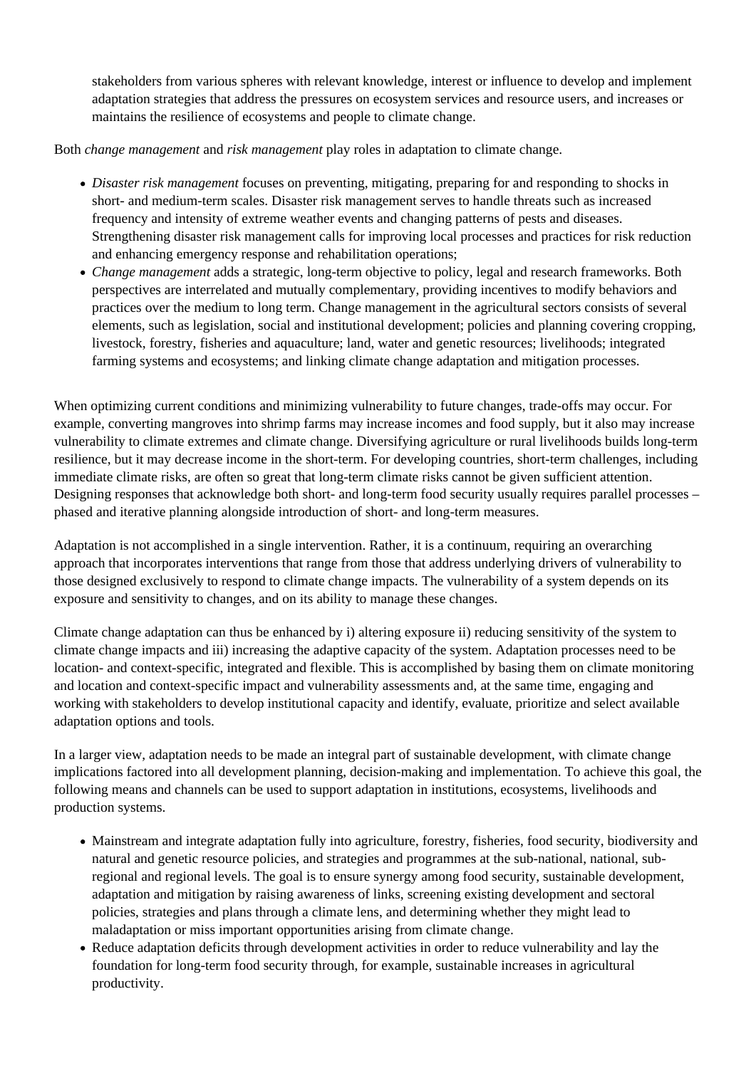stakeholders from various spheres with relevant knowledge, interest or influence to develop and implement adaptation strategies that address the pressures on ecosystem services and resource users, and increases or maintains the resilience of ecosystems and people to climate change.

Both *change management* and *risk management* play roles in adaptation to climate change.

- *Disaster risk management* focuses on preventing, mitigating, preparing for and responding to shocks in short- and medium-term scales. Disaster risk management serves to handle threats such as increased frequency and intensity of extreme weather events and changing patterns of pests and diseases. Strengthening disaster risk management calls for improving local processes and practices for risk reduction and enhancing emergency response and rehabilitation operations;
- *Change management* adds a strategic, long-term objective to policy, legal and research frameworks. Both perspectives are interrelated and mutually complementary, providing incentives to modify behaviors and practices over the medium to long term. Change management in the agricultural sectors consists of several elements, such as legislation, social and institutional development; policies and planning covering cropping, livestock, forestry, fisheries and aquaculture; land, water and genetic resources; livelihoods; integrated farming systems and ecosystems; and linking climate change adaptation and mitigation processes.

When optimizing current conditions and minimizing vulnerability to future changes, trade-offs may occur. For example, converting mangroves into shrimp farms may increase incomes and food supply, but it also may increase vulnerability to climate extremes and climate change. Diversifying agriculture or rural livelihoods builds long-term resilience, but it may decrease income in the short-term. For developing countries, short-term challenges, including immediate climate risks, are often so great that long-term climate risks cannot be given sufficient attention. Designing responses that acknowledge both short- and long-term food security usually requires parallel processes – phased and iterative planning alongside introduction of short- and long-term measures.

Adaptation is not accomplished in a single intervention. Rather, it is a continuum, requiring an overarching approach that incorporates interventions that range from those that address underlying drivers of vulnerability to those designed exclusively to respond to climate change impacts. The vulnerability of a system depends on its exposure and sensitivity to changes, and on its ability to manage these changes.

Climate change adaptation can thus be enhanced by i) altering exposure ii) reducing sensitivity of the system to climate change impacts and iii) increasing the adaptive capacity of the system. Adaptation processes need to be location- and context-specific, integrated and flexible. This is accomplished by basing them on climate monitoring and location and context-specific impact and vulnerability assessments and, at the same time, engaging and working with stakeholders to develop institutional capacity and identify, evaluate, prioritize and select available adaptation options and tools.

In a larger view, adaptation needs to be made an integral part of sustainable development, with climate change implications factored into all development planning, decision-making and implementation. To achieve this goal, the following means and channels can be used to support adaptation in institutions, ecosystems, livelihoods and production systems.

- Mainstream and integrate adaptation fully into agriculture, forestry, fisheries, food security, biodiversity and natural and genetic resource policies, and strategies and programmes at the sub-national, national, sub-regional and regional levels. The goal is to ensure synergy among food security, sustainable development, adaptation and mitigation by raising awareness of links, screening existing development and sectoral policies, strategies and plans through a climate lens, and determining whether they might lead to maladaptation or miss important opportunities arising from climate change.
- Reduce adaptation deficits through development activities in order to reduce vulnerability and lay the foundation for long-term food security through, for example, sustainable increases in agricultural productivity.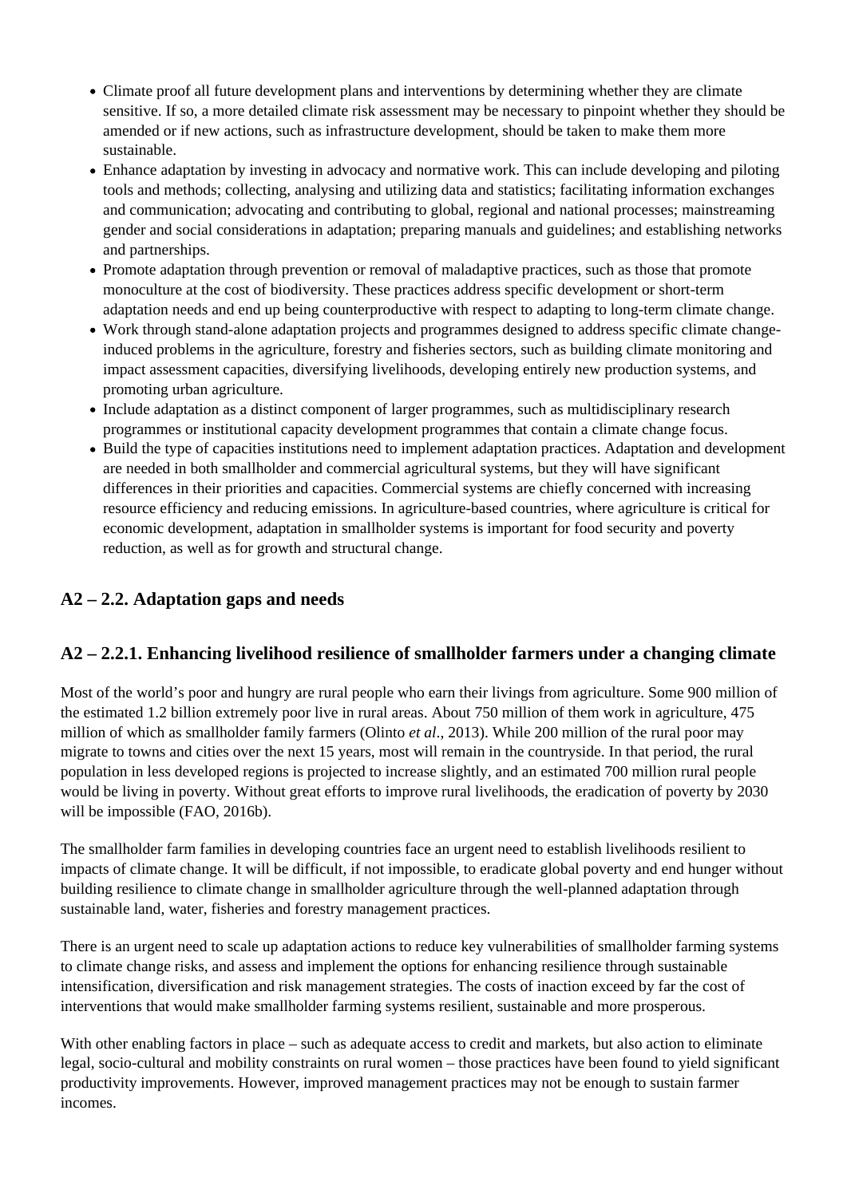- Climate proof all future development plans and interventions by determining whether they are climate sensitive. If so, a more detailed climate risk assessment may be necessary to pinpoint whether they should be amended or if new actions, such as infrastructure development, should be taken to make them more sustainable.
- Enhance adaptation by investing in advocacy and normative work. This can include developing and piloting tools and methods; collecting, analysing and utilizing data and statistics; facilitating information exchanges and communication; advocating and contributing to global, regional and national processes; mainstreaming gender and social considerations in adaptation; preparing manuals and guidelines; and establishing networks and partnerships.
- Promote adaptation through prevention or removal of maladaptive practices, such as those that promote monoculture at the cost of biodiversity. These practices address specific development or short-term adaptation needs and end up being counterproductive with respect to adapting to long-term climate change.
- Work through stand-alone adaptation projects and programmes designed to address specific climate change-induced problems in the agriculture, forestry and fisheries sectors, such as building climate monitoring and impact assessment capacities, diversifying livelihoods, developing entirely new production systems, and promoting urban agriculture.
- Include adaptation as a distinct component of larger programmes, such as multidisciplinary research programmes or institutional capacity development programmes that contain a climate change focus.
- Build the type of capacities institutions need to implement adaptation practices. Adaptation and development are needed in both smallholder and commercial agricultural systems, but they will have significant differences in their priorities and capacities. Commercial systems are chiefly concerned with increasing resource efficiency and reducing emissions. In agriculture-based countries, where agriculture is critical for economic development, adaptation in smallholder systems is important for food security and poverty reduction, as well as for growth and structural change.

## A2 – 2.2. Adaptation gaps and needs

### A2 – 2.2.1. Enhancing livelihood resilience of smallholder farmers under a changing climate

Most of the world's poor and hungry are rural people who earn their livings from agriculture. Some 900 million of the estimated 1.2 billion extremely poor live in rural areas. About 750 million of them work in agriculture, 475 million of which as smallholder family farmers (Olinto *et al*., 2013). While 200 million of the rural poor may migrate to towns and cities over the next 15 years, most will remain in the countryside. In that period, the rural population in less developed regions is projected to increase slightly, and an estimated 700 million rural people would be living in poverty. Without great efforts to improve rural livelihoods, the eradication of poverty by 2030 will be impossible (FAO, 2016b).

The smallholder farm families in developing countries face an urgent need to establish livelihoods resilient to impacts of climate change. It will be difficult, if not impossible, to eradicate global poverty and end hunger without building resilience to climate change in smallholder agriculture through the well-planned adaptation through sustainable land, water, fisheries and forestry management practices.

There is an urgent need to scale up adaptation actions to reduce key vulnerabilities of smallholder farming systems to climate change risks, and assess and implement the options for enhancing resilience through sustainable intensification, diversification and risk management strategies. The costs of inaction exceed by far the cost of interventions that would make smallholder farming systems resilient, sustainable and more prosperous.

With other enabling factors in place – such as adequate access to credit and markets, but also action to eliminate legal, socio-cultural and mobility constraints on rural women – those practices have been found to yield significant productivity improvements. However, improved management practices may not be enough to sustain farmer incomes.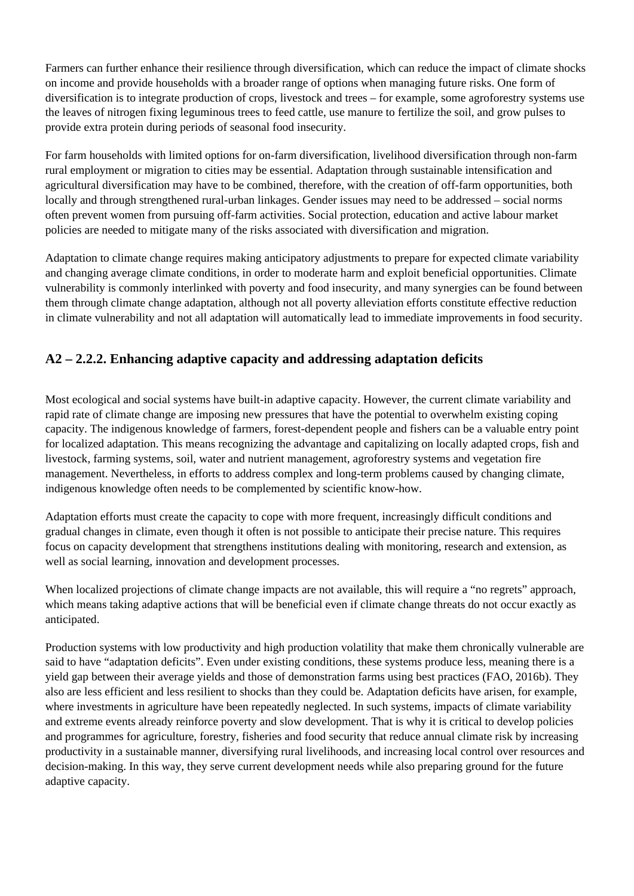Farmers can further enhance their resilience through diversification, which can reduce the impact of climate shocks on income and provide households with a broader range of options when managing future risks. One form of diversification is to integrate production of crops, livestock and trees – for example, some agroforestry systems use the leaves of nitrogen fixing leguminous trees to feed cattle, use manure to fertilize the soil, and grow pulses to provide extra protein during periods of seasonal food insecurity.

For farm households with limited options for on-farm diversification, livelihood diversification through non-farm rural employment or migration to cities may be essential. Adaptation through sustainable intensification and agricultural diversification may have to be combined, therefore, with the creation of off-farm opportunities, both locally and through strengthened rural-urban linkages. Gender issues may need to be addressed – social norms often prevent women from pursuing off-farm activities. Social protection, education and active labour market policies are needed to mitigate many of the risks associated with diversification and migration.

Adaptation to climate change requires making anticipatory adjustments to prepare for expected climate variability and changing average climate conditions, in order to moderate harm and exploit beneficial opportunities. Climate vulnerability is commonly interlinked with poverty and food insecurity, and many synergies can be found between them through climate change adaptation, although not all poverty alleviation efforts constitute effective reduction in climate vulnerability and not all adaptation will automatically lead to immediate improvements in food security.

## A2 – 2.2.2. Enhancing adaptive capacity and addressing adaptation deficits

Most ecological and social systems have built-in adaptive capacity. However, the current climate variability and rapid rate of climate change are imposing new pressures that have the potential to overwhelm existing coping capacity. The indigenous knowledge of farmers, forest-dependent people and fishers can be a valuable entry point for localized adaptation. This means recognizing the advantage and capitalizing on locally adapted crops, fish and livestock, farming systems, soil, water and nutrient management, agroforestry systems and vegetation fire management. Nevertheless, in efforts to address complex and long-term problems caused by changing climate, indigenous knowledge often needs to be complemented by scientific know-how.

Adaptation efforts must create the capacity to cope with more frequent, increasingly difficult conditions and gradual changes in climate, even though it often is not possible to anticipate their precise nature. This requires focus on capacity development that strengthens institutions dealing with monitoring, research and extension, as well as social learning, innovation and development processes.

When localized projections of climate change impacts are not available, this will require a "no regrets" approach, which means taking adaptive actions that will be beneficial even if climate change threats do not occur exactly as anticipated.

Production systems with low productivity and high production volatility that make them chronically vulnerable are said to have "adaptation deficits". Even under existing conditions, these systems produce less, meaning there is a yield gap between their average yields and those of demonstration farms using best practices (FAO, 2016b). They also are less efficient and less resilient to shocks than they could be. Adaptation deficits have arisen, for example, where investments in agriculture have been repeatedly neglected. In such systems, impacts of climate variability and extreme events already reinforce poverty and slow development. That is why it is critical to develop policies and programmes for agriculture, forestry, fisheries and food security that reduce annual climate risk by increasing productivity in a sustainable manner, diversifying rural livelihoods, and increasing local control over resources and decision-making. In this way, they serve current development needs while also preparing ground for the future adaptive capacity.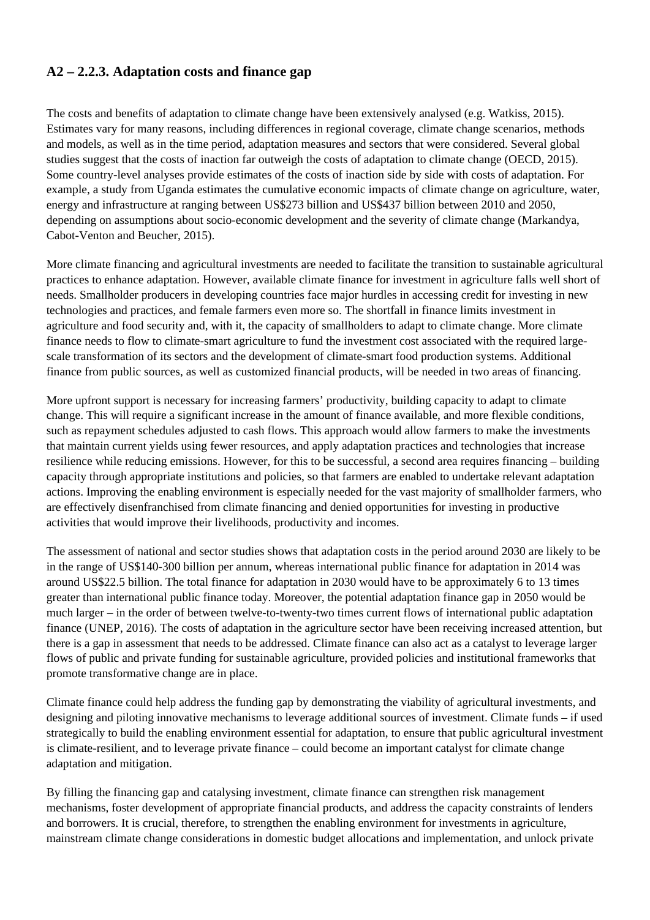## A2 – 2.2.3. Adaptation costs and finance gap

The costs and benefits of adaptation to climate change have been extensively analysed (e.g. Watkiss, 2015). Estimates vary for many reasons, including differences in regional coverage, climate change scenarios, methods and models, as well as in the time period, adaptation measures and sectors that were considered. Several global studies suggest that the costs of inaction far outweigh the costs of adaptation to climate change (OECD, 2015). Some country-level analyses provide estimates of the costs of inaction side by side with costs of adaptation. For example, a study from Uganda estimates the cumulative economic impacts of climate change on agriculture, water, energy and infrastructure at ranging between US$273 billion and US$437 billion between 2010 and 2050, depending on assumptions about socio-economic development and the severity of climate change (Markandya, Cabot-Venton and Beucher, 2015).

More climate financing and agricultural investments are needed to facilitate the transition to sustainable agricultural practices to enhance adaptation. However, available climate finance for investment in agriculture falls well short of needs. Smallholder producers in developing countries face major hurdles in accessing credit for investing in new technologies and practices, and female farmers even more so. The shortfall in finance limits investment in agriculture and food security and, with it, the capacity of smallholders to adapt to climate change. More climate finance needs to flow to climate-smart agriculture to fund the investment cost associated with the required large-scale transformation of its sectors and the development of climate-smart food production systems. Additional finance from public sources, as well as customized financial products, will be needed in two areas of financing.

More upfront support is necessary for increasing farmers' productivity, building capacity to adapt to climate change. This will require a significant increase in the amount of finance available, and more flexible conditions, such as repayment schedules adjusted to cash flows. This approach would allow farmers to make the investments that maintain current yields using fewer resources, and apply adaptation practices and technologies that increase resilience while reducing emissions. However, for this to be successful, a second area requires financing – building capacity through appropriate institutions and policies, so that farmers are enabled to undertake relevant adaptation actions. Improving the enabling environment is especially needed for the vast majority of smallholder farmers, who are effectively disenfranchised from climate financing and denied opportunities for investing in productive activities that would improve their livelihoods, productivity and incomes.

The assessment of national and sector studies shows that adaptation costs in the period around 2030 are likely to be in the range of US$140-300 billion per annum, whereas international public finance for adaptation in 2014 was around US$22.5 billion. The total finance for adaptation in 2030 would have to be approximately 6 to 13 times greater than international public finance today. Moreover, the potential adaptation finance gap in 2050 would be much larger – in the order of between twelve-to-twenty-two times current flows of international public adaptation finance (UNEP, 2016). The costs of adaptation in the agriculture sector have been receiving increased attention, but there is a gap in assessment that needs to be addressed. Climate finance can also act as a catalyst to leverage larger flows of public and private funding for sustainable agriculture, provided policies and institutional frameworks that promote transformative change are in place.

Climate finance could help address the funding gap by demonstrating the viability of agricultural investments, and designing and piloting innovative mechanisms to leverage additional sources of investment. Climate funds – if used strategically to build the enabling environment essential for adaptation, to ensure that public agricultural investment is climate-resilient, and to leverage private finance – could become an important catalyst for climate change adaptation and mitigation.

By filling the financing gap and catalysing investment, climate finance can strengthen risk management mechanisms, foster development of appropriate financial products, and address the capacity constraints of lenders and borrowers. It is crucial, therefore, to strengthen the enabling environment for investments in agriculture, mainstream climate change considerations in domestic budget allocations and implementation, and unlock private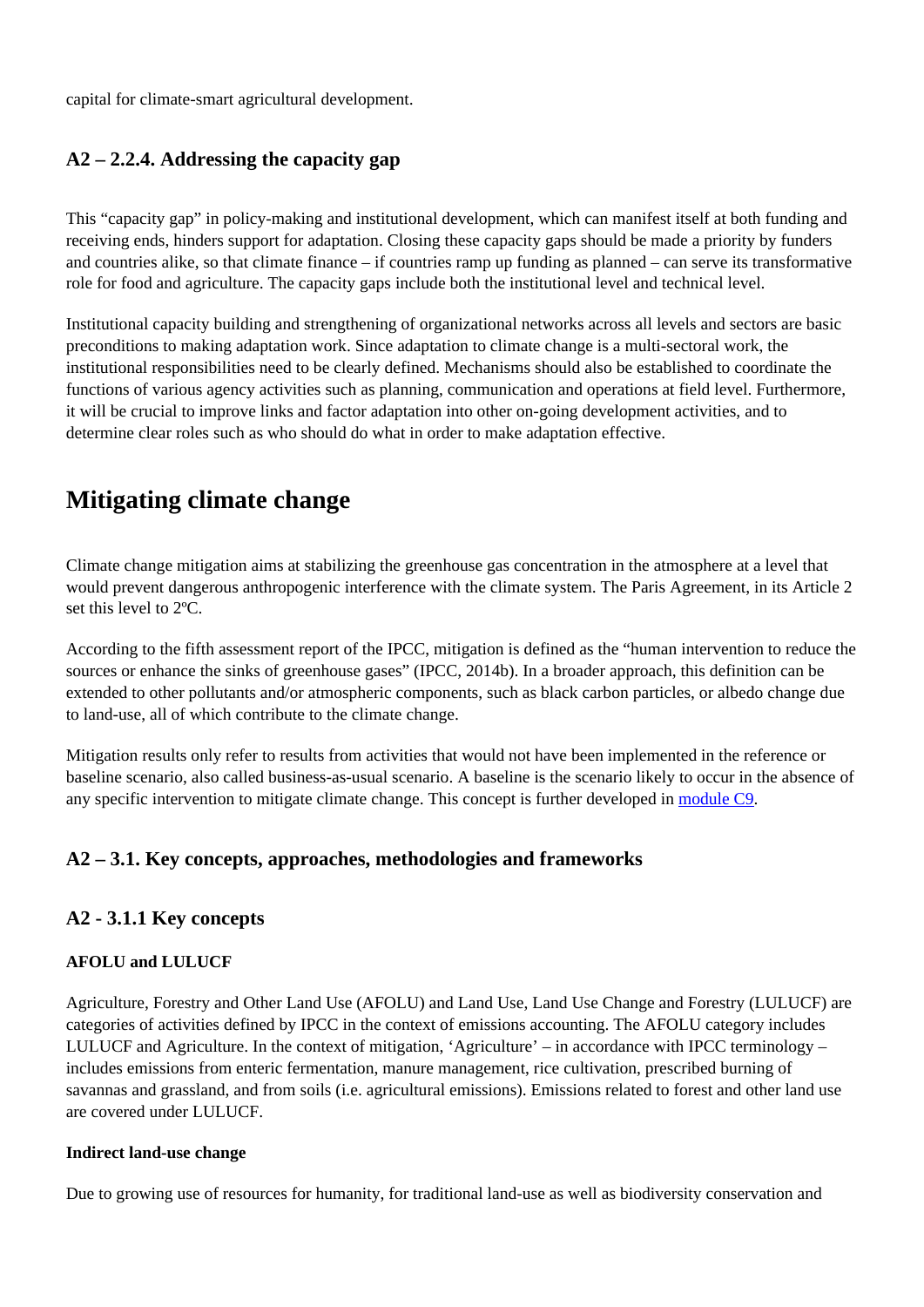capital for climate-smart agricultural development.

### A2 – 2.2.4. Addressing the capacity gap

This "capacity gap" in policy-making and institutional development, which can manifest itself at both funding and receiving ends, hinders support for adaptation. Closing these capacity gaps should be made a priority by funders and countries alike, so that climate finance – if countries ramp up funding as planned – can serve its transformative role for food and agriculture. The capacity gaps include both the institutional level and technical level.

Institutional capacity building and strengthening of organizational networks across all levels and sectors are basic preconditions to making adaptation work. Since adaptation to climate change is a multi-sectoral work, the institutional responsibilities need to be clearly defined. Mechanisms should also be established to coordinate the functions of various agency activities such as planning, communication and operations at field level. Furthermore, it will be crucial to improve links and factor adaptation into other on-going development activities, and to determine clear roles such as who should do what in order to make adaptation effective.

## Mitigating climate change

Climate change mitigation aims at stabilizing the greenhouse gas concentration in the atmosphere at a level that would prevent dangerous anthropogenic interference with the climate system. The Paris Agreement, in its Article 2 set this level to 2ºC.

According to the fifth assessment report of the IPCC, mitigation is defined as the "human intervention to reduce the sources or enhance the sinks of greenhouse gases" (IPCC, 2014b). In a broader approach, this definition can be extended to other pollutants and/or atmospheric components, such as black carbon particles, or albedo change due to land-use, all of which contribute to the climate change.

Mitigation results only refer to results from activities that would not have been implemented in the reference or baseline scenario, also called business-as-usual scenario. A baseline is the scenario likely to occur in the absence of any specific intervention to mitigate climate change. This concept is further developed in module C9.

### A2 – 3.1. Key concepts, approaches, methodologies and frameworks

### A2 - 3.1.1 Key concepts

**AFOLU and LULUCF**

Agriculture, Forestry and Other Land Use (AFOLU) and Land Use, Land Use Change and Forestry (LULUCF) are categories of activities defined by IPCC in the context of emissions accounting. The AFOLU category includes LULUCF and Agriculture. In the context of mitigation, 'Agriculture' – in accordance with IPCC terminology – includes emissions from enteric fermentation, manure management, rice cultivation, prescribed burning of savannas and grassland, and from soils (i.e. agricultural emissions). Emissions related to forest and other land use are covered under LULUCF.

**Indirect land-use change**

Due to growing use of resources for humanity, for traditional land-use as well as biodiversity conservation and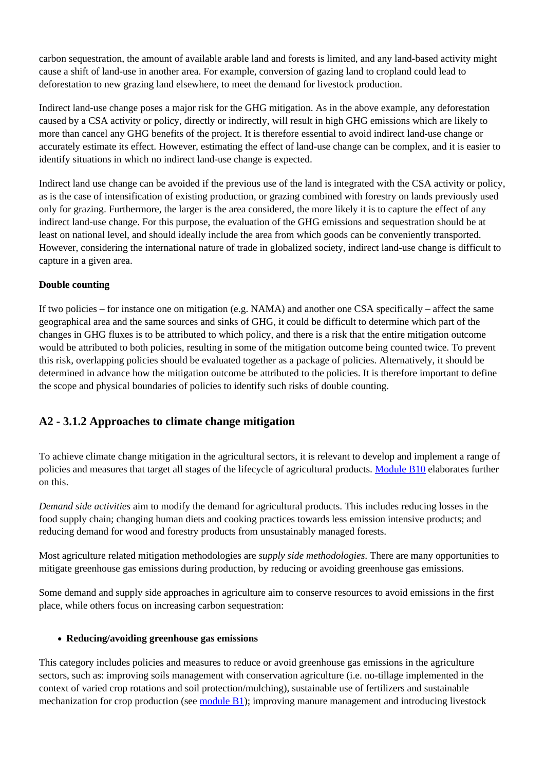carbon sequestration, the amount of available arable land and forests is limited, and any land-based activity might cause a shift of land-use in another area. For example, conversion of gazing land to cropland could lead to deforestation to new grazing land elsewhere, to meet the demand for livestock production.

Indirect land-use change poses a major risk for the GHG mitigation. As in the above example, any deforestation caused by a CSA activity or policy, directly or indirectly, will result in high GHG emissions which are likely to more than cancel any GHG benefits of the project. It is therefore essential to avoid indirect land-use change or accurately estimate its effect. However, estimating the effect of land-use change can be complex, and it is easier to identify situations in which no indirect land-use change is expected.

Indirect land use change can be avoided if the previous use of the land is integrated with the CSA activity or policy, as is the case of intensification of existing production, or grazing combined with forestry on lands previously used only for grazing. Furthermore, the larger is the area considered, the more likely it is to capture the effect of any indirect land-use change. For this purpose, the evaluation of the GHG emissions and sequestration should be at least on national level, and should ideally include the area from which goods can be conveniently transported. However, considering the international nature of trade in globalized society, indirect land-use change is difficult to capture in a given area.

**Double counting**

If two policies – for instance one on mitigation (e.g. NAMA) and another one CSA specifically – affect the same geographical area and the same sources and sinks of GHG, it could be difficult to determine which part of the changes in GHG fluxes is to be attributed to which policy, and there is a risk that the entire mitigation outcome would be attributed to both policies, resulting in some of the mitigation outcome being counted twice. To prevent this risk, overlapping policies should be evaluated together as a package of policies. Alternatively, it should be determined in advance how the mitigation outcome be attributed to the policies. It is therefore important to define the scope and physical boundaries of policies to identify such risks of double counting.

## A2 - 3.1.2 Approaches to climate change mitigation

To achieve climate change mitigation in the agricultural sectors, it is relevant to develop and implement a range of policies and measures that target all stages of the lifecycle of agricultural products. Module B10 elaborates further on this.

*Demand side activities* aim to modify the demand for agricultural products. This includes reducing losses in the food supply chain; changing human diets and cooking practices towards less emission intensive products; and reducing demand for wood and forestry products from unsustainably managed forests.

Most agriculture related mitigation methodologies are *supply side methodologies*. There are many opportunities to mitigate greenhouse gas emissions during production, by reducing or avoiding greenhouse gas emissions.

Some demand and supply side approaches in agriculture aim to conserve resources to avoid emissions in the first place, while others focus on increasing carbon sequestration:

- **Reducing/avoiding greenhouse gas emissions**

This category includes policies and measures to reduce or avoid greenhouse gas emissions in the agriculture sectors, such as: improving soils management with conservation agriculture (i.e. no-tillage implemented in the context of varied crop rotations and soil protection/mulching), sustainable use of fertilizers and sustainable mechanization for crop production (see module B1); improving manure management and introducing livestock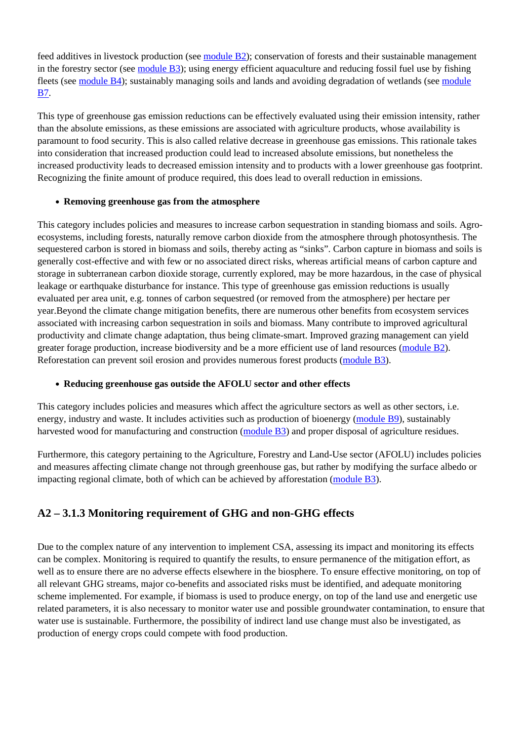feed additives in livestock production (see module B2); conservation of forests and their sustainable management in the forestry sector (see module B3); using energy efficient aquaculture and reducing fossil fuel use by fishing fleets (see module B4); sustainably managing soils and lands and avoiding degradation of wetlands (see module B7.

This type of greenhouse gas emission reductions can be effectively evaluated using their emission intensity, rather than the absolute emissions, as these emissions are associated with agriculture products, whose availability is paramount to food security. This is also called relative decrease in greenhouse gas emissions. This rationale takes into consideration that increased production could lead to increased absolute emissions, but nonetheless the increased productivity leads to decreased emission intensity and to products with a lower greenhouse gas footprint. Recognizing the finite amount of produce required, this does lead to overall reduction in emissions.

- **Removing greenhouse gas from the atmosphere**

This category includes policies and measures to increase carbon sequestration in standing biomass and soils. Agro-ecosystems, including forests, naturally remove carbon dioxide from the atmosphere through photosynthesis. The sequestered carbon is stored in biomass and soils, thereby acting as “sinks”. Carbon capture in biomass and soils is generally cost-effective and with few or no associated direct risks, whereas artificial means of carbon capture and storage in subterranean carbon dioxide storage, currently explored, may be more hazardous, in the case of physical leakage or earthquake disturbance for instance. This type of greenhouse gas emission reductions is usually evaluated per area unit, e.g. tonnes of carbon sequestred (or removed from the atmosphere) per hectare per year.Beyond the climate change mitigation benefits, there are numerous other benefits from ecosystem services associated with increasing carbon sequestration in soils and biomass. Many contribute to improved agricultural productivity and climate change adaptation, thus being climate-smart. Improved grazing management can yield greater forage production, increase biodiversity and be a more efficient use of land resources (module B2). Reforestation can prevent soil erosion and provides numerous forest products (module B3).

- **Reducing greenhouse gas outside the AFOLU sector and other effects**

This category includes policies and measures which affect the agriculture sectors as well as other sectors, i.e. energy, industry and waste. It includes activities such as production of bioenergy (module B9), sustainably harvested wood for manufacturing and construction (module B3) and proper disposal of agriculture residues.

Furthermore, this category pertaining to the Agriculture, Forestry and Land-Use sector (AFOLU) includes policies and measures affecting climate change not through greenhouse gas, but rather by modifying the surface albedo or impacting regional climate, both of which can be achieved by afforestation (module B3).

### A2 – 3.1.3 Monitoring requirement of GHG and non-GHG effects

Due to the complex nature of any intervention to implement CSA, assessing its impact and monitoring its effects can be complex. Monitoring is required to quantify the results, to ensure permanence of the mitigation effort, as well as to ensure there are no adverse effects elsewhere in the biosphere. To ensure effective monitoring, on top of all relevant GHG streams, major co-benefits and associated risks must be identified, and adequate monitoring scheme implemented. For example, if biomass is used to produce energy, on top of the land use and energetic use related parameters, it is also necessary to monitor water use and possible groundwater contamination, to ensure that water use is sustainable. Furthermore, the possibility of indirect land use change must also be investigated, as production of energy crops could compete with food production.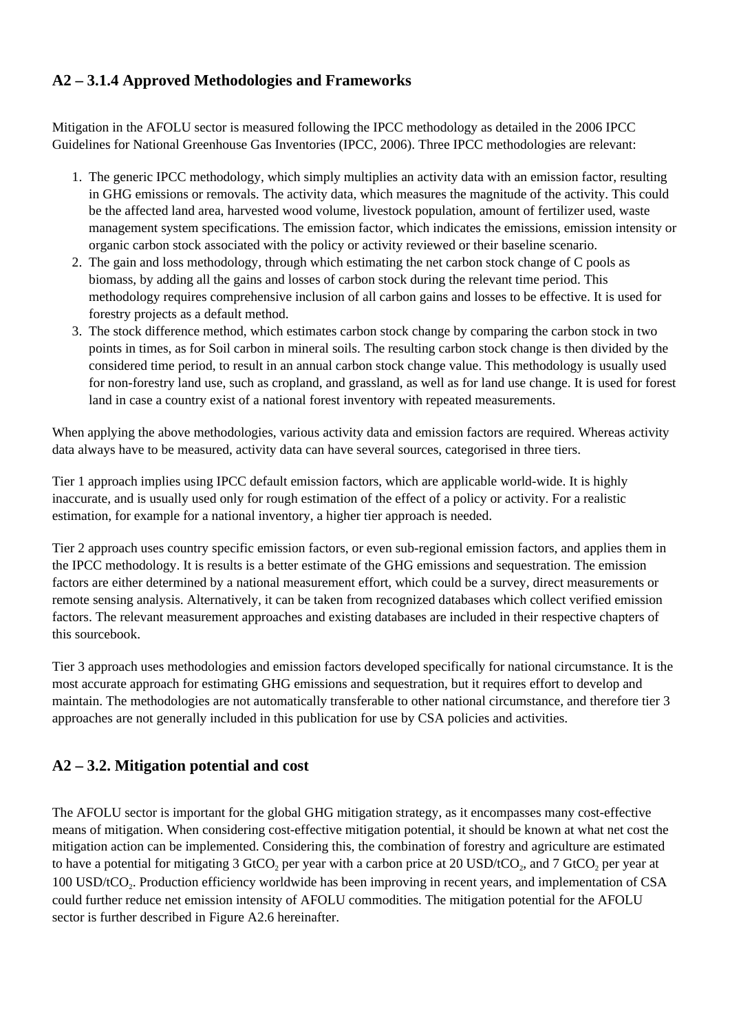### A2 – 3.1.4 Approved Methodologies and Frameworks

Mitigation in the AFOLU sector is measured following the IPCC methodology as detailed in the 2006 IPCC Guidelines for National Greenhouse Gas Inventories (IPCC, 2006). Three IPCC methodologies are relevant:

1. The generic IPCC methodology, which simply multiplies an activity data with an emission factor, resulting in GHG emissions or removals. The activity data, which measures the magnitude of the activity. This could be the affected land area, harvested wood volume, livestock population, amount of fertilizer used, waste management system specifications. The emission factor, which indicates the emissions, emission intensity or organic carbon stock associated with the policy or activity reviewed or their baseline scenario.
2. The gain and loss methodology, through which estimating the net carbon stock change of C pools as biomass, by adding all the gains and losses of carbon stock during the relevant time period. This methodology requires comprehensive inclusion of all carbon gains and losses to be effective. It is used for forestry projects as a default method.
3. The stock difference method, which estimates carbon stock change by comparing the carbon stock in two points in times, as for Soil carbon in mineral soils. The resulting carbon stock change is then divided by the considered time period, to result in an annual carbon stock change value. This methodology is usually used for non-forestry land use, such as cropland, and grassland, as well as for land use change. It is used for forest land in case a country exist of a national forest inventory with repeated measurements.

When applying the above methodologies, various activity data and emission factors are required. Whereas activity data always have to be measured, activity data can have several sources, categorised in three tiers.

Tier 1 approach implies using IPCC default emission factors, which are applicable world-wide. It is highly inaccurate, and is usually used only for rough estimation of the effect of a policy or activity. For a realistic estimation, for example for a national inventory, a higher tier approach is needed.

Tier 2 approach uses country specific emission factors, or even sub-regional emission factors, and applies them in the IPCC methodology. It is results is a better estimate of the GHG emissions and sequestration. The emission factors are either determined by a national measurement effort, which could be a survey, direct measurements or remote sensing analysis. Alternatively, it can be taken from recognized databases which collect verified emission factors. The relevant measurement approaches and existing databases are included in their respective chapters of this sourcebook.

Tier 3 approach uses methodologies and emission factors developed specifically for national circumstance. It is the most accurate approach for estimating GHG emissions and sequestration, but it requires effort to develop and maintain. The methodologies are not automatically transferable to other national circumstance, and therefore tier 3 approaches are not generally included in this publication for use by CSA policies and activities.

### A2 – 3.2. Mitigation potential and cost

The AFOLU sector is important for the global GHG mitigation strategy, as it encompasses many cost-effective means of mitigation. When considering cost-effective mitigation potential, it should be known at what net cost the mitigation action can be implemented. Considering this, the combination of forestry and agriculture are estimated to have a potential for mitigating 3 $GtCO_2$ per year with a carbon price at 20 $USD/tCO_2$, and 7 $GtCO_2$ per year at 100 $USD/tCO_2$. Production efficiency worldwide has been improving in recent years, and implementation of CSA could further reduce net emission intensity of AFOLU commodities. The mitigation potential for the AFOLU sector is further described in Figure A2.6 hereinafter.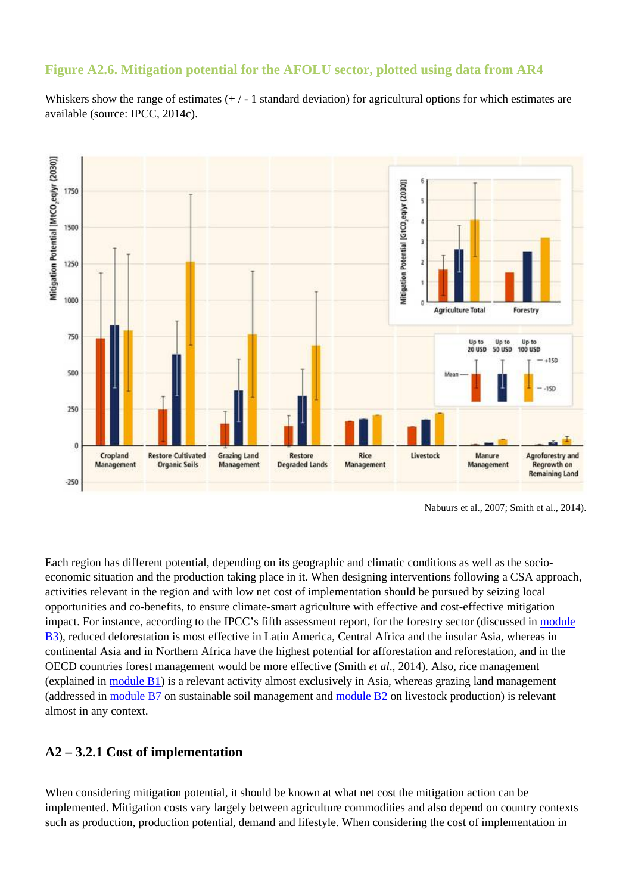### Figure A2.6. Mitigation potential for the AFOLU sector, plotted using data from AR4

Whiskers show the range of estimates (+ / - 1 standard deviation) for agricultural options for which estimates are available (source: IPCC, 2014c).

Nabuurs et al., 2007; Smith et al., 2014).

Each region has different potential, depending on its geographic and climatic conditions as well as the socio-economic situation and the production taking place in it. When designing interventions following a CSA approach, activities relevant in the region and with low net cost of implementation should be pursued by seizing local opportunities and co-benefits, to ensure climate-smart agriculture with effective and cost-effective mitigation impact. For instance, according to the IPCC's fifth assessment report, for the forestry sector (discussed in module B3), reduced deforestation is most effective in Latin America, Central Africa and the insular Asia, whereas in continental Asia and in Northern Africa have the highest potential for afforestation and reforestation, and in the OECD countries forest management would be more effective (Smith *et al*., 2014). Also, rice management (explained in module B1) is a relevant activity almost exclusively in Asia, whereas grazing land management (addressed in module B7 on sustainable soil management and module B2 on livestock production) is relevant almost in any context.

## A2 – 3.2.1 Cost of implementation

When considering mitigation potential, it should be known at what net cost the mitigation action can be implemented. Mitigation costs vary largely between agriculture commodities and also depend on country contexts such as production, production potential, demand and lifestyle. When considering the cost of implementation in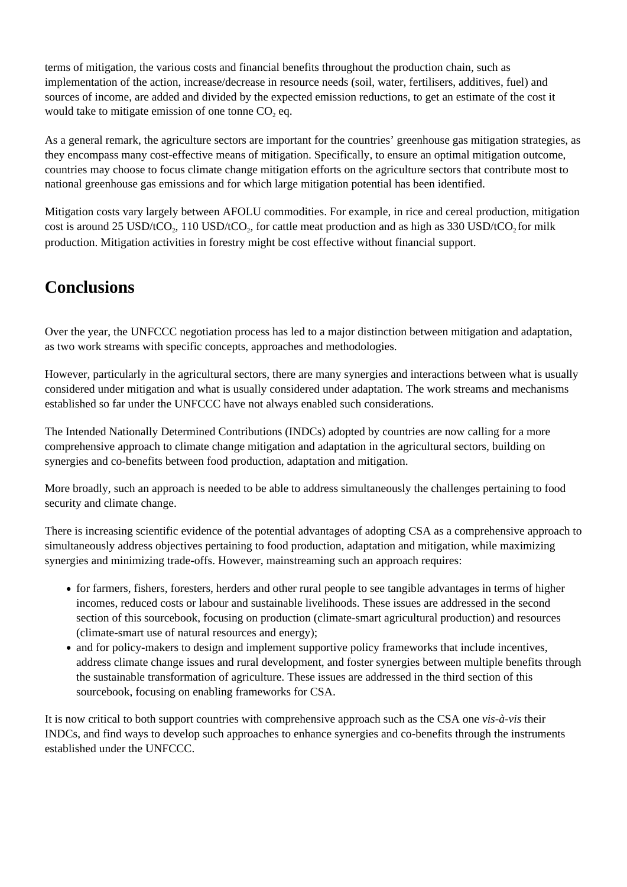terms of mitigation, the various costs and financial benefits throughout the production chain, such as implementation of the action, increase/decrease in resource needs (soil, water, fertilisers, additives, fuel) and sources of income, are added and divided by the expected emission reductions, to get an estimate of the cost it would take to mitigate emission of one tonne $CO_2$ eq.

As a general remark, the agriculture sectors are important for the countries' greenhouse gas mitigation strategies, as they encompass many cost-effective means of mitigation. Specifically, to ensure an optimal mitigation outcome, countries may choose to focus climate change mitigation efforts on the agriculture sectors that contribute most to national greenhouse gas emissions and for which large mitigation potential has been identified.

Mitigation costs vary largely between AFOLU commodities. For example, in rice and cereal production, mitigation cost is around 25 USD/t$CO_2$, 110 USD/t$CO_2$, for cattle meat production and as high as 330 USD/t$CO_2$ for milk production. Mitigation activities in forestry might be cost effective without financial support.

## Conclusions

Over the year, the UNFCCC negotiation process has led to a major distinction between mitigation and adaptation, as two work streams with specific concepts, approaches and methodologies.

However, particularly in the agricultural sectors, there are many synergies and interactions between what is usually considered under mitigation and what is usually considered under adaptation. The work streams and mechanisms established so far under the UNFCCC have not always enabled such considerations.

The Intended Nationally Determined Contributions (INDCs) adopted by countries are now calling for a more comprehensive approach to climate change mitigation and adaptation in the agricultural sectors, building on synergies and co-benefits between food production, adaptation and mitigation.

More broadly, such an approach is needed to be able to address simultaneously the challenges pertaining to food security and climate change.

There is increasing scientific evidence of the potential advantages of adopting CSA as a comprehensive approach to simultaneously address objectives pertaining to food production, adaptation and mitigation, while maximizing synergies and minimizing trade-offs. However, mainstreaming such an approach requires:

- for farmers, fishers, foresters, herders and other rural people to see tangible advantages in terms of higher incomes, reduced costs or labour and sustainable livelihoods. These issues are addressed in the second section of this sourcebook, focusing on production (climate-smart agricultural production) and resources (climate-smart use of natural resources and energy);
- and for policy-makers to design and implement supportive policy frameworks that include incentives, address climate change issues and rural development, and foster synergies between multiple benefits through the sustainable transformation of agriculture. These issues are addressed in the third section of this sourcebook, focusing on enabling frameworks for CSA.

It is now critical to both support countries with comprehensive approach such as the CSA one *vis-à-vis* their INDCs, and find ways to develop such approaches to enhance synergies and co-benefits through the instruments established under the UNFCCC.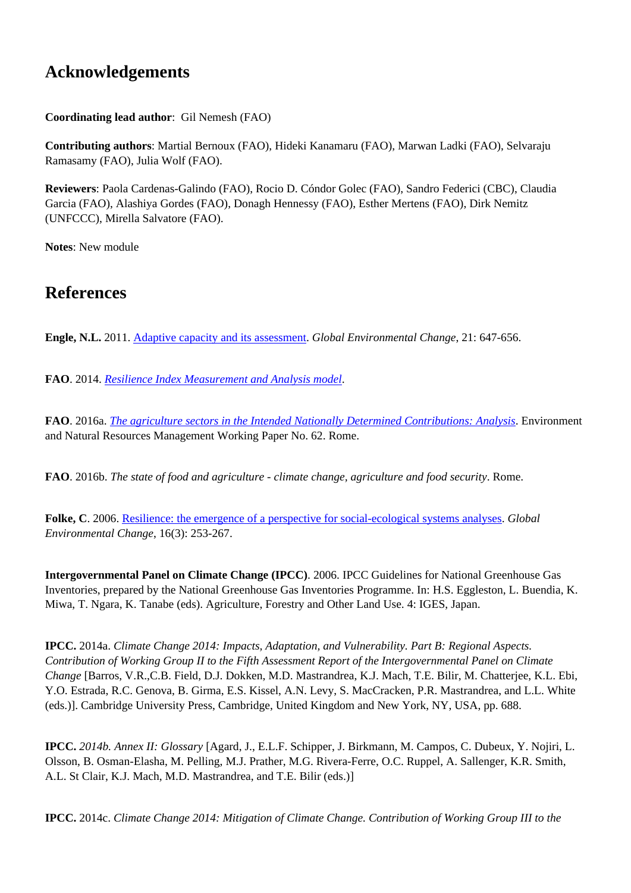## Acknowledgements

**Coordinating lead author**: Gil Nemesh (FAO)

**Contributing authors**: Martial Bernoux (FAO), Hideki Kanamaru (FAO), Marwan Ladki (FAO), Selvaraju Ramasamy (FAO), Julia Wolf (FAO).

**Reviewers**: Paola Cardenas-Galindo (FAO), Rocio D. Cóndor Golec (FAO), Sandro Federici (CBC), Claudia Garcia (FAO), Alashiya Gordes (FAO), Donagh Hennessy (FAO), Esther Mertens (FAO), Dirk Nemitz (UNFCCC), Mirella Salvatore (FAO).

**Notes**: New module

## References

**Engle, N.L.** 2011. Adaptive capacity and its assessment. *Global Environmental Change*, 21: 647-656.

**FAO**. 2014. *Resilience Index Measurement and Analysis model*.

**FAO**. 2016a. *The agriculture sectors in the Intended Nationally Determined Contributions: Analysis*. Environment and Natural Resources Management Working Paper No. 62. Rome.

**FAO**. 2016b. *The state of food and agriculture - climate change, agriculture and food security*. Rome.

**Folke, C**. 2006. Resilience: the emergence of a perspective for social-ecological systems analyses. *Global Environmental Change*, 16(3): 253-267.

**Intergovernmental Panel on Climate Change (IPCC)**. 2006. IPCC Guidelines for National Greenhouse Gas Inventories, prepared by the National Greenhouse Gas Inventories Programme. In: H.S. Eggleston, L. Buendia, K. Miwa, T. Ngara, K. Tanabe (eds). Agriculture, Forestry and Other Land Use. 4: IGES, Japan.

**IPCC.** 2014a. *Climate Change 2014: Impacts, Adaptation, and Vulnerability. Part B: Regional Aspects. Contribution of Working Group II to the Fifth Assessment Report of the Intergovernmental Panel on Climate Change* [Barros, V.R.,C.B. Field, D.J. Dokken, M.D. Mastrandrea, K.J. Mach, T.E. Bilir, M. Chatterjee, K.L. Ebi, Y.O. Estrada, R.C. Genova, B. Girma, E.S. Kissel, A.N. Levy, S. MacCracken, P.R. Mastrandrea, and L.L. White (eds.)]. Cambridge University Press, Cambridge, United Kingdom and New York, NY, USA, pp. 688.

**IPCC.** *2014b. Annex II: Glossary* [Agard, J., E.L.F. Schipper, J. Birkmann, M. Campos, C. Dubeux, Y. Nojiri, L. Olsson, B. Osman-Elasha, M. Pelling, M.J. Prather, M.G. Rivera-Ferre, O.C. Ruppel, A. Sallenger, K.R. Smith, A.L. St Clair, K.J. Mach, M.D. Mastrandrea, and T.E. Bilir (eds.)]

**IPCC.** 2014c. *Climate Change 2014: Mitigation of Climate Change. Contribution of Working Group III to the*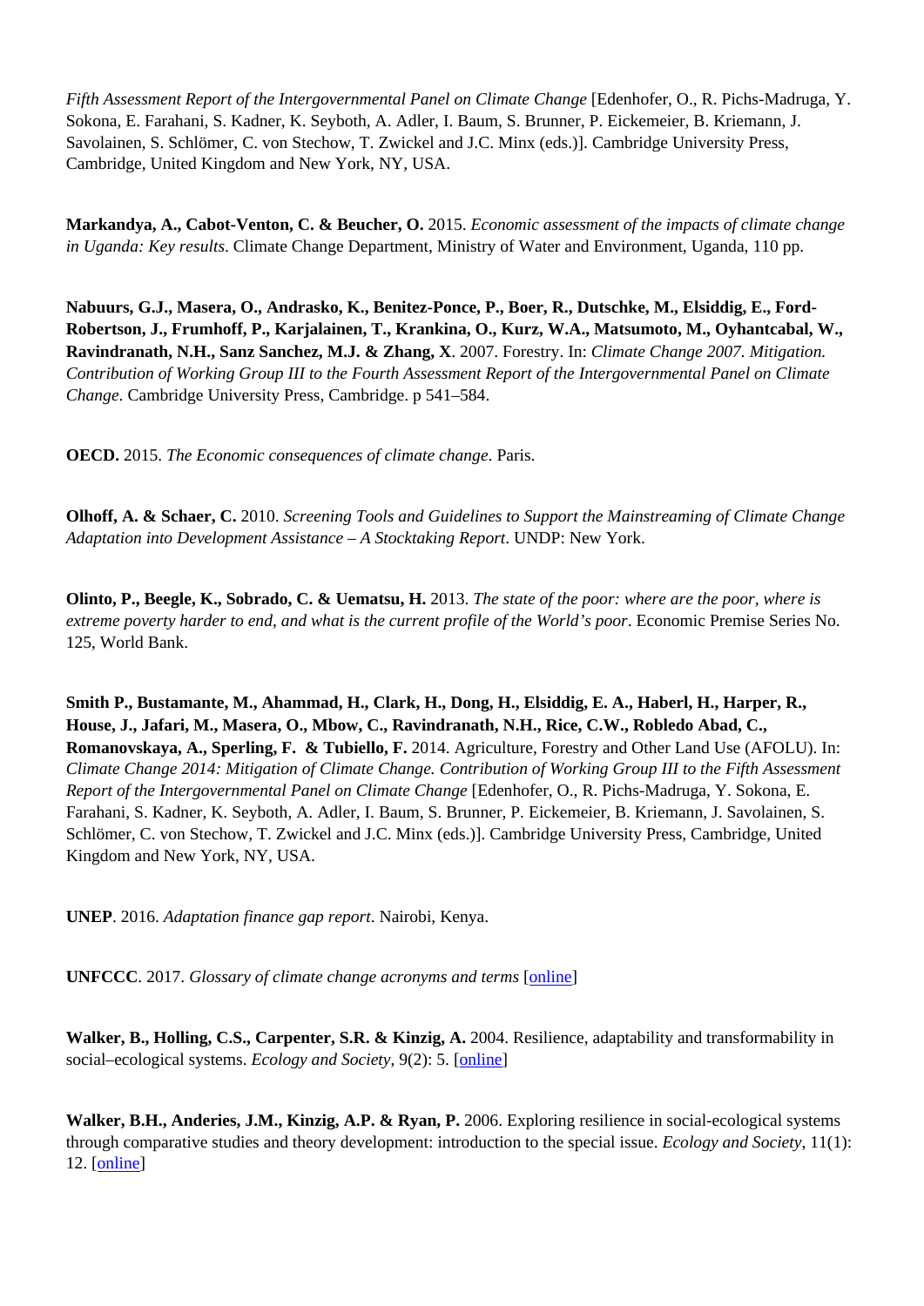*Fifth Assessment Report of the Intergovernmental Panel on Climate Change* [Edenhofer, O., R. Pichs-Madruga, Y. Sokona, E. Farahani, S. Kadner, K. Seyboth, A. Adler, I. Baum, S. Brunner, P. Eickemeier, B. Kriemann, J. Savolainen, S. Schlömer, C. von Stechow, T. Zwickel and J.C. Minx (eds.)]. Cambridge University Press, Cambridge, United Kingdom and New York, NY, USA.

**Markandya, A., Cabot-Venton, C. & Beucher, O.** 2015. *Economic assessment of the impacts of climate change in Uganda: Key results*. Climate Change Department, Ministry of Water and Environment, Uganda, 110 pp.

**Nabuurs, G.J., Masera, O., Andrasko, K., Benitez-Ponce, P., Boer, R., Dutschke, M., Elsiddig, E., Ford-Robertson, J., Frumhoff, P., Karjalainen, T., Krankina, O., Kurz, W.A., Matsumoto, M., Oyhantcabal, W., Ravindranath, N.H., Sanz Sanchez, M.J. & Zhang, X**. 2007. Forestry. In: *Climate Change 2007. Mitigation. Contribution of Working Group III to the Fourth Assessment Report of the Intergovernmental Panel on Climate Change*. Cambridge University Press, Cambridge. p 541–584.

**OECD.** 2015. *The Economic consequences of climate change*. Paris.

**Olhoff, A. & Schaer, C.** 2010. *Screening Tools and Guidelines to Support the Mainstreaming of Climate Change Adaptation into Development Assistance – A Stocktaking Report*. UNDP: New York.

**Olinto, P., Beegle, K., Sobrado, C. & Uematsu, H.** 2013. *The state of the poor: where are the poor, where is extreme poverty harder to end, and what is the current profile of the World's poor*. Economic Premise Series No. 125, World Bank.

**Smith P., Bustamante, M., Ahammad, H., Clark, H., Dong, H., Elsiddig, E. A., Haberl, H., Harper, R., House, J., Jafari, M., Masera, O., Mbow, C., Ravindranath, N.H., Rice, C.W., Robledo Abad, C., Romanovskaya, A., Sperling, F. & Tubiello, F.** 2014. Agriculture, Forestry and Other Land Use (AFOLU). In: *Climate Change 2014: Mitigation of Climate Change. Contribution of Working Group III to the Fifth Assessment Report of the Intergovernmental Panel on Climate Change* [Edenhofer, O., R. Pichs-Madruga, Y. Sokona, E. Farahani, S. Kadner, K. Seyboth, A. Adler, I. Baum, S. Brunner, P. Eickemeier, B. Kriemann, J. Savolainen, S. Schlömer, C. von Stechow, T. Zwickel and J.C. Minx (eds.)]. Cambridge University Press, Cambridge, United Kingdom and New York, NY, USA.

**UNEP**. 2016. *Adaptation finance gap report*. Nairobi, Kenya.

**UNFCCC**. 2017. *Glossary of climate change acronyms and terms* [online]

**Walker, B., Holling, C.S., Carpenter, S.R. & Kinzig, A.** 2004. Resilience, adaptability and transformability in social–ecological systems. *Ecology and Society*, 9(2): 5. [online]

**Walker, B.H., Anderies, J.M., Kinzig, A.P. & Ryan, P.** 2006. Exploring resilience in social-ecological systems through comparative studies and theory development: introduction to the special issue. *Ecology and Society*, 11(1): 12. [online]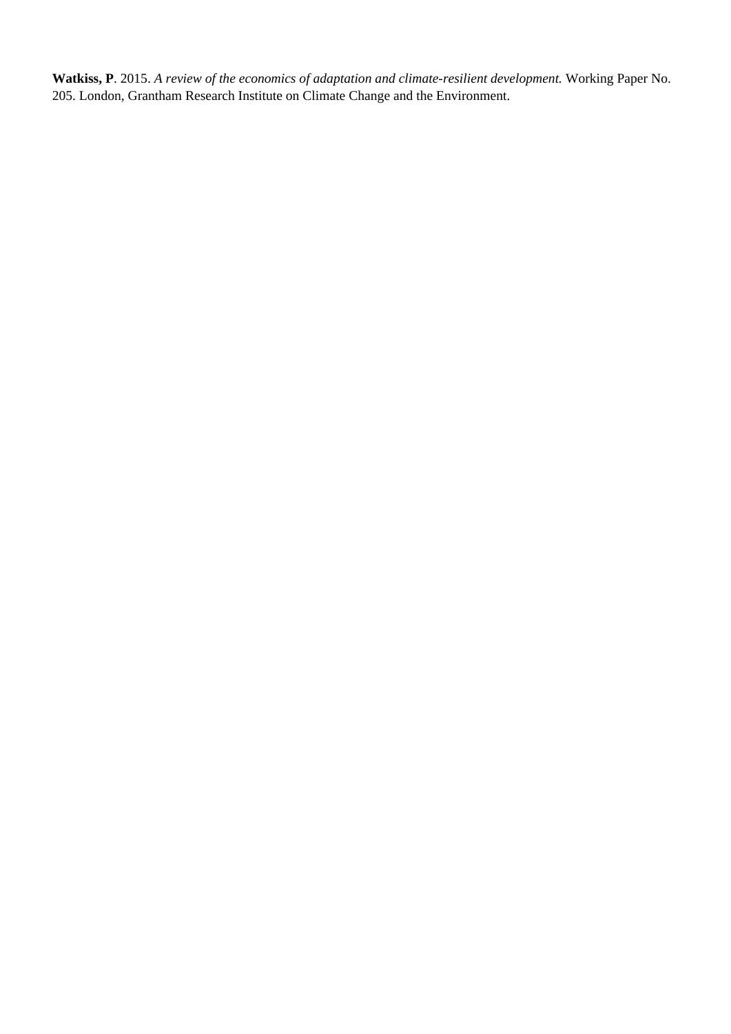**Watkiss, P**. 2015. *A review of the economics of adaptation and climate-resilient development.* Working Paper No. 205. London, Grantham Research Institute on Climate Change and the Environment.